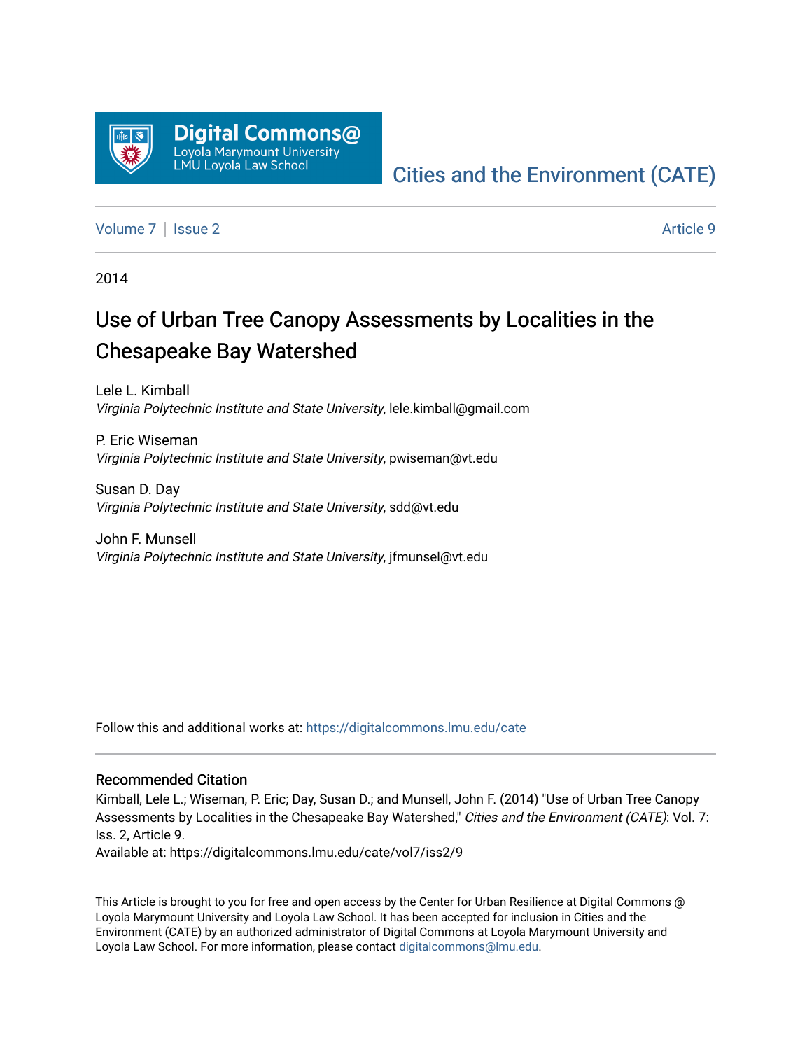Digital Commons@ Loyola Marymount University LMU Loyola Law School

Cities and the Environment (CATE)

Volume 7 | Issue 2 — Article 9

2014

# Use of Urban Tree Canopy Assessments by Localities in the Chesapeake Bay Watershed

Lele L. Kimball
*Virginia Polytechnic Institute and State University*, lele.kimball@gmail.com

P. Eric Wiseman
*Virginia Polytechnic Institute and State University*, pwiseman@vt.edu

Susan D. Day
*Virginia Polytechnic Institute and State University*, sdd@vt.edu

John F. Munsell
*Virginia Polytechnic Institute and State University*, jfmunsel@vt.edu

Follow this and additional works at: https://digitalcommons.lmu.edu/cate

## Recommended Citation

Kimball, Lele L.; Wiseman, P. Eric; Day, Susan D.; and Munsell, John F. (2014) "Use of Urban Tree Canopy Assessments by Localities in the Chesapeake Bay Watershed," *Cities and the Environment (CATE)*: Vol. 7: Iss. 2, Article 9.
Available at: https://digitalcommons.lmu.edu/cate/vol7/iss2/9

This Article is brought to you for free and open access by the Center for Urban Resilience at Digital Commons @ Loyola Marymount University and Loyola Law School. It has been accepted for inclusion in Cities and the Environment (CATE) by an authorized administrator of Digital Commons at Loyola Marymount University and Loyola Law School. For more information, please contact digitalcommons@lmu.edu.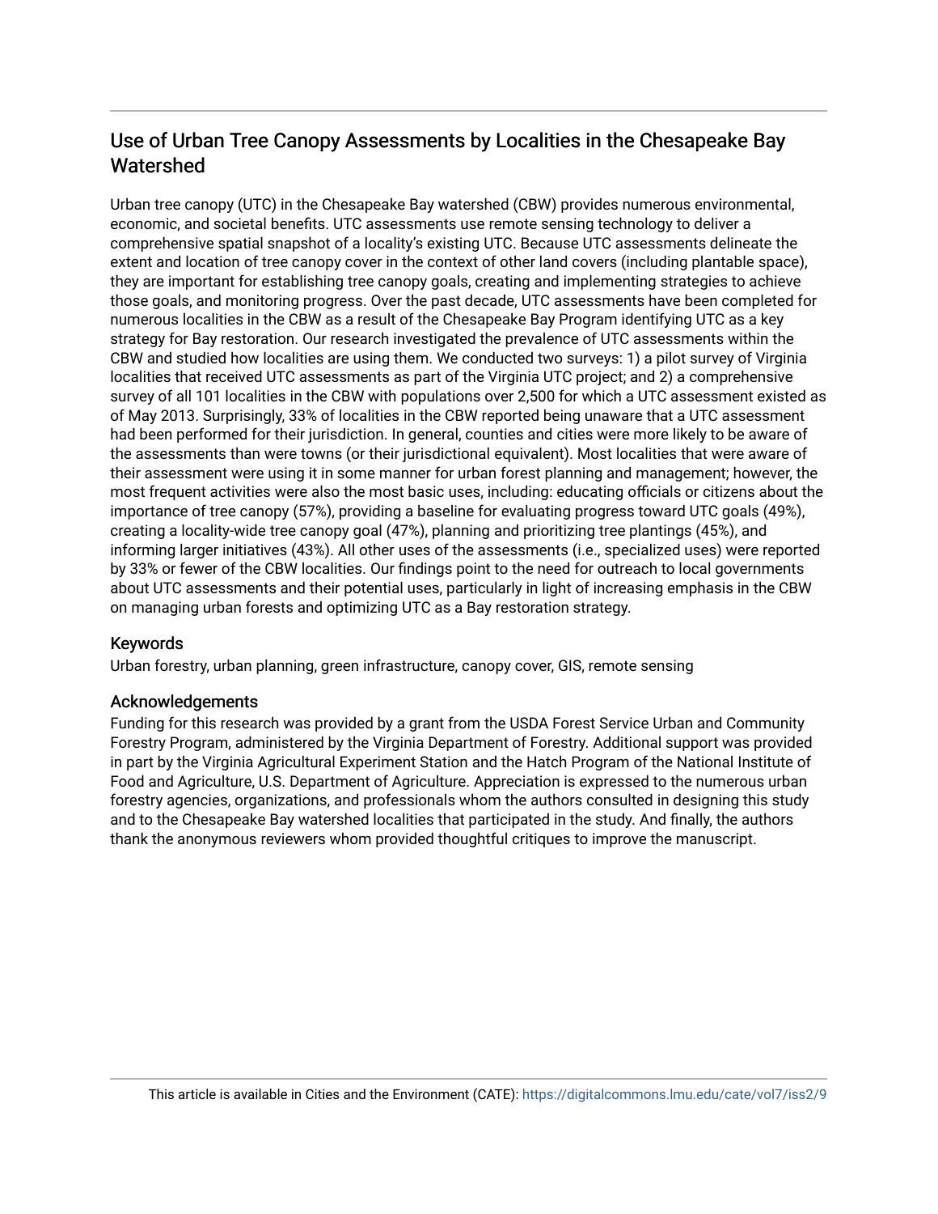# Use of Urban Tree Canopy Assessments by Localities in the Chesapeake Bay Watershed

Urban tree canopy (UTC) in the Chesapeake Bay watershed (CBW) provides numerous environmental, economic, and societal benefits. UTC assessments use remote sensing technology to deliver a comprehensive spatial snapshot of a locality's existing UTC. Because UTC assessments delineate the extent and location of tree canopy cover in the context of other land covers (including plantable space), they are important for establishing tree canopy goals, creating and implementing strategies to achieve those goals, and monitoring progress. Over the past decade, UTC assessments have been completed for numerous localities in the CBW as a result of the Chesapeake Bay Program identifying UTC as a key strategy for Bay restoration. Our research investigated the prevalence of UTC assessments within the CBW and studied how localities are using them. We conducted two surveys: 1) a pilot survey of Virginia localities that received UTC assessments as part of the Virginia UTC project; and 2) a comprehensive survey of all 101 localities in the CBW with populations over 2,500 for which a UTC assessment existed as of May 2013. Surprisingly, 33% of localities in the CBW reported being unaware that a UTC assessment had been performed for their jurisdiction. In general, counties and cities were more likely to be aware of the assessments than were towns (or their jurisdictional equivalent). Most localities that were aware of their assessment were using it in some manner for urban forest planning and management; however, the most frequent activities were also the most basic uses, including: educating officials or citizens about the importance of tree canopy (57%), providing a baseline for evaluating progress toward UTC goals (49%), creating a locality-wide tree canopy goal (47%), planning and prioritizing tree plantings (45%), and informing larger initiatives (43%). All other uses of the assessments (i.e., specialized uses) were reported by 33% or fewer of the CBW localities. Our findings point to the need for outreach to local governments about UTC assessments and their potential uses, particularly in light of increasing emphasis in the CBW on managing urban forests and optimizing UTC as a Bay restoration strategy.

## Keywords

Urban forestry, urban planning, green infrastructure, canopy cover, GIS, remote sensing

## Acknowledgements

Funding for this research was provided by a grant from the USDA Forest Service Urban and Community Forestry Program, administered by the Virginia Department of Forestry. Additional support was provided in part by the Virginia Agricultural Experiment Station and the Hatch Program of the National Institute of Food and Agriculture, U.S. Department of Agriculture. Appreciation is expressed to the numerous urban forestry agencies, organizations, and professionals whom the authors consulted in designing this study and to the Chesapeake Bay watershed localities that participated in the study. And finally, the authors thank the anonymous reviewers whom provided thoughtful critiques to improve the manuscript.

This article is available in Cities and the Environment (CATE): https://digitalcommons.lmu.edu/cate/vol7/iss2/9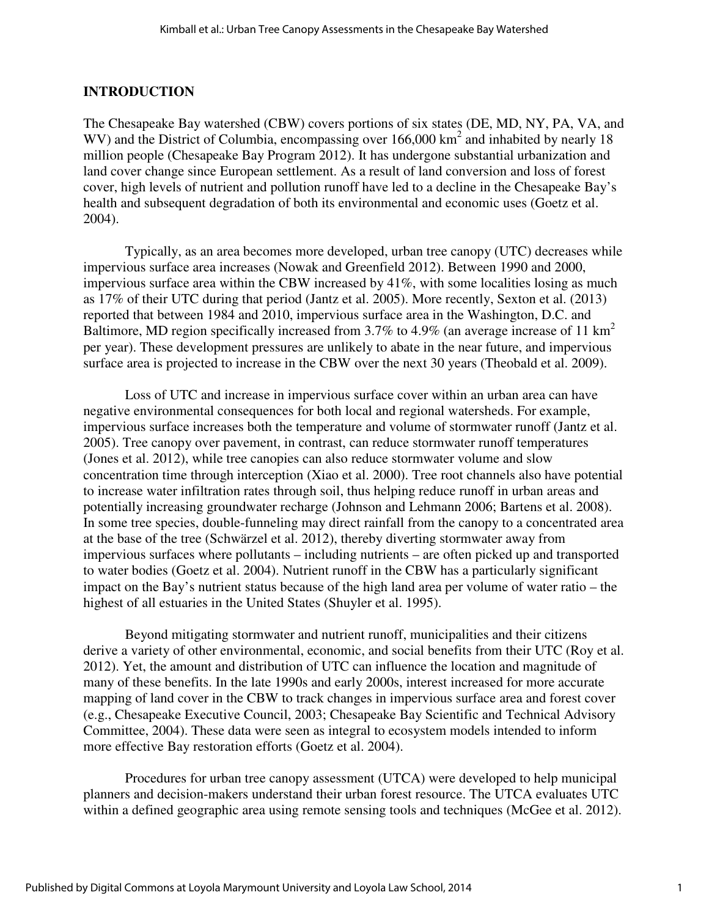## INTRODUCTION

The Chesapeake Bay watershed (CBW) covers portions of six states (DE, MD, NY, PA, VA, and WV) and the District of Columbia, encompassing over 166,000 $km^2$ and inhabited by nearly 18 million people (Chesapeake Bay Program 2012). It has undergone substantial urbanization and land cover change since European settlement. As a result of land conversion and loss of forest cover, high levels of nutrient and pollution runoff have led to a decline in the Chesapeake Bay's health and subsequent degradation of both its environmental and economic uses (Goetz et al. 2004).

Typically, as an area becomes more developed, urban tree canopy (UTC) decreases while impervious surface area increases (Nowak and Greenfield 2012). Between 1990 and 2000, impervious surface area within the CBW increased by 41%, with some localities losing as much as 17% of their UTC during that period (Jantz et al. 2005). More recently, Sexton et al. (2013) reported that between 1984 and 2010, impervious surface area in the Washington, D.C. and Baltimore, MD region specifically increased from 3.7% to 4.9% (an average increase of 11 $km^2$ per year). These development pressures are unlikely to abate in the near future, and impervious surface area is projected to increase in the CBW over the next 30 years (Theobald et al. 2009).

Loss of UTC and increase in impervious surface cover within an urban area can have negative environmental consequences for both local and regional watersheds. For example, impervious surface increases both the temperature and volume of stormwater runoff (Jantz et al. 2005). Tree canopy over pavement, in contrast, can reduce stormwater runoff temperatures (Jones et al. 2012), while tree canopies can also reduce stormwater volume and slow concentration time through interception (Xiao et al. 2000). Tree root channels also have potential to increase water infiltration rates through soil, thus helping reduce runoff in urban areas and potentially increasing groundwater recharge (Johnson and Lehmann 2006; Bartens et al. 2008). In some tree species, double-funneling may direct rainfall from the canopy to a concentrated area at the base of the tree (Schwärzel et al. 2012), thereby diverting stormwater away from impervious surfaces where pollutants – including nutrients – are often picked up and transported to water bodies (Goetz et al. 2004). Nutrient runoff in the CBW has a particularly significant impact on the Bay's nutrient status because of the high land area per volume of water ratio – the highest of all estuaries in the United States (Shuyler et al. 1995).

Beyond mitigating stormwater and nutrient runoff, municipalities and their citizens derive a variety of other environmental, economic, and social benefits from their UTC (Roy et al. 2012). Yet, the amount and distribution of UTC can influence the location and magnitude of many of these benefits. In the late 1990s and early 2000s, interest increased for more accurate mapping of land cover in the CBW to track changes in impervious surface area and forest cover (e.g., Chesapeake Executive Council, 2003; Chesapeake Bay Scientific and Technical Advisory Committee, 2004). These data were seen as integral to ecosystem models intended to inform more effective Bay restoration efforts (Goetz et al. 2004).

Procedures for urban tree canopy assessment (UTCA) were developed to help municipal planners and decision-makers understand their urban forest resource. The UTCA evaluates UTC within a defined geographic area using remote sensing tools and techniques (McGee et al. 2012).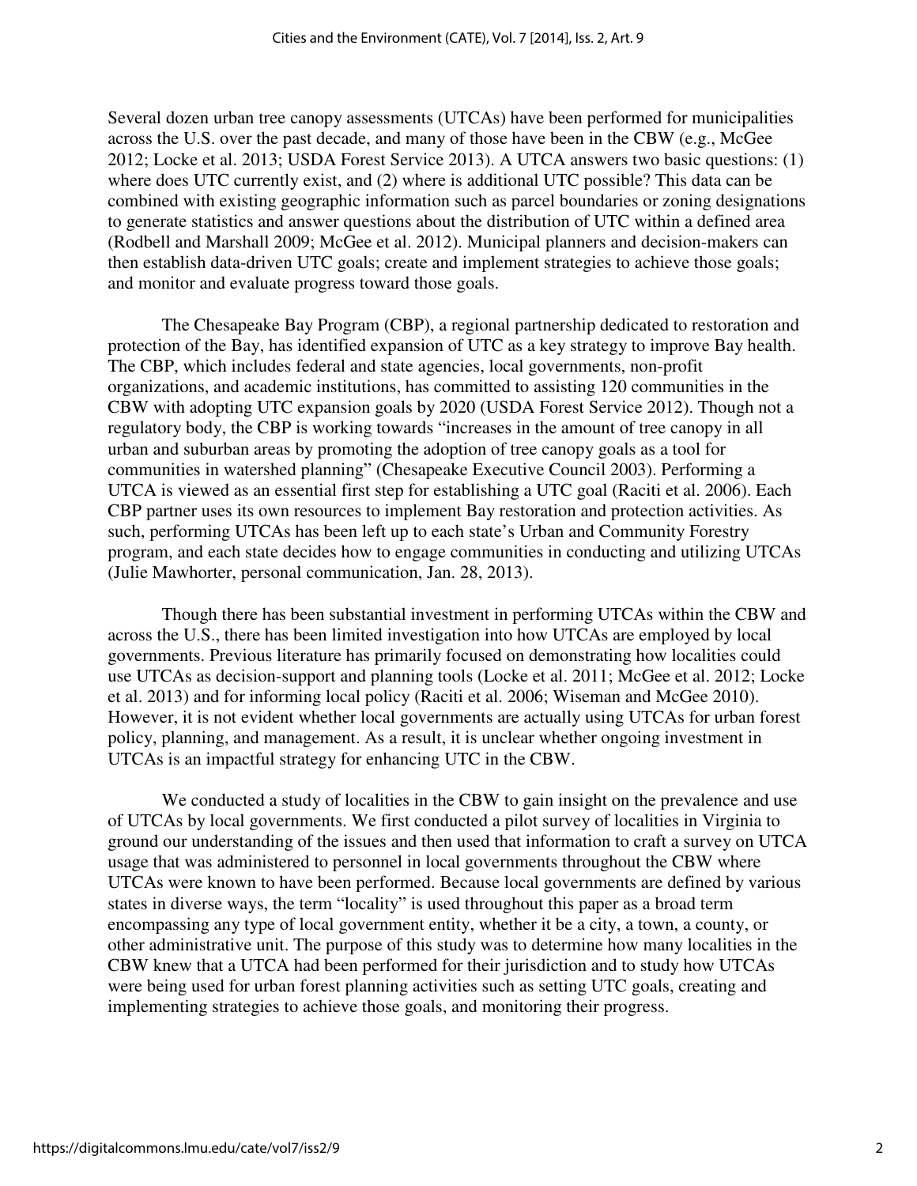Several dozen urban tree canopy assessments (UTCAs) have been performed for municipalities across the U.S. over the past decade, and many of those have been in the CBW (e.g., McGee 2012; Locke et al. 2013; USDA Forest Service 2013). A UTCA answers two basic questions: (1) where does UTC currently exist, and (2) where is additional UTC possible? This data can be combined with existing geographic information such as parcel boundaries or zoning designations to generate statistics and answer questions about the distribution of UTC within a defined area (Rodbell and Marshall 2009; McGee et al. 2012). Municipal planners and decision-makers can then establish data-driven UTC goals; create and implement strategies to achieve those goals; and monitor and evaluate progress toward those goals.

The Chesapeake Bay Program (CBP), a regional partnership dedicated to restoration and protection of the Bay, has identified expansion of UTC as a key strategy to improve Bay health. The CBP, which includes federal and state agencies, local governments, non-profit organizations, and academic institutions, has committed to assisting 120 communities in the CBW with adopting UTC expansion goals by 2020 (USDA Forest Service 2012). Though not a regulatory body, the CBP is working towards "increases in the amount of tree canopy in all urban and suburban areas by promoting the adoption of tree canopy goals as a tool for communities in watershed planning" (Chesapeake Executive Council 2003). Performing a UTCA is viewed as an essential first step for establishing a UTC goal (Raciti et al. 2006). Each CBP partner uses its own resources to implement Bay restoration and protection activities. As such, performing UTCAs has been left up to each state's Urban and Community Forestry program, and each state decides how to engage communities in conducting and utilizing UTCAs (Julie Mawhorter, personal communication, Jan. 28, 2013).

Though there has been substantial investment in performing UTCAs within the CBW and across the U.S., there has been limited investigation into how UTCAs are employed by local governments. Previous literature has primarily focused on demonstrating how localities could use UTCAs as decision-support and planning tools (Locke et al. 2011; McGee et al. 2012; Locke et al. 2013) and for informing local policy (Raciti et al. 2006; Wiseman and McGee 2010). However, it is not evident whether local governments are actually using UTCAs for urban forest policy, planning, and management. As a result, it is unclear whether ongoing investment in UTCAs is an impactful strategy for enhancing UTC in the CBW.

We conducted a study of localities in the CBW to gain insight on the prevalence and use of UTCAs by local governments. We first conducted a pilot survey of localities in Virginia to ground our understanding of the issues and then used that information to craft a survey on UTCA usage that was administered to personnel in local governments throughout the CBW where UTCAs were known to have been performed. Because local governments are defined by various states in diverse ways, the term "locality" is used throughout this paper as a broad term encompassing any type of local government entity, whether it be a city, a town, a county, or other administrative unit. The purpose of this study was to determine how many localities in the CBW knew that a UTCA had been performed for their jurisdiction and to study how UTCAs were being used for urban forest planning activities such as setting UTC goals, creating and implementing strategies to achieve those goals, and monitoring their progress.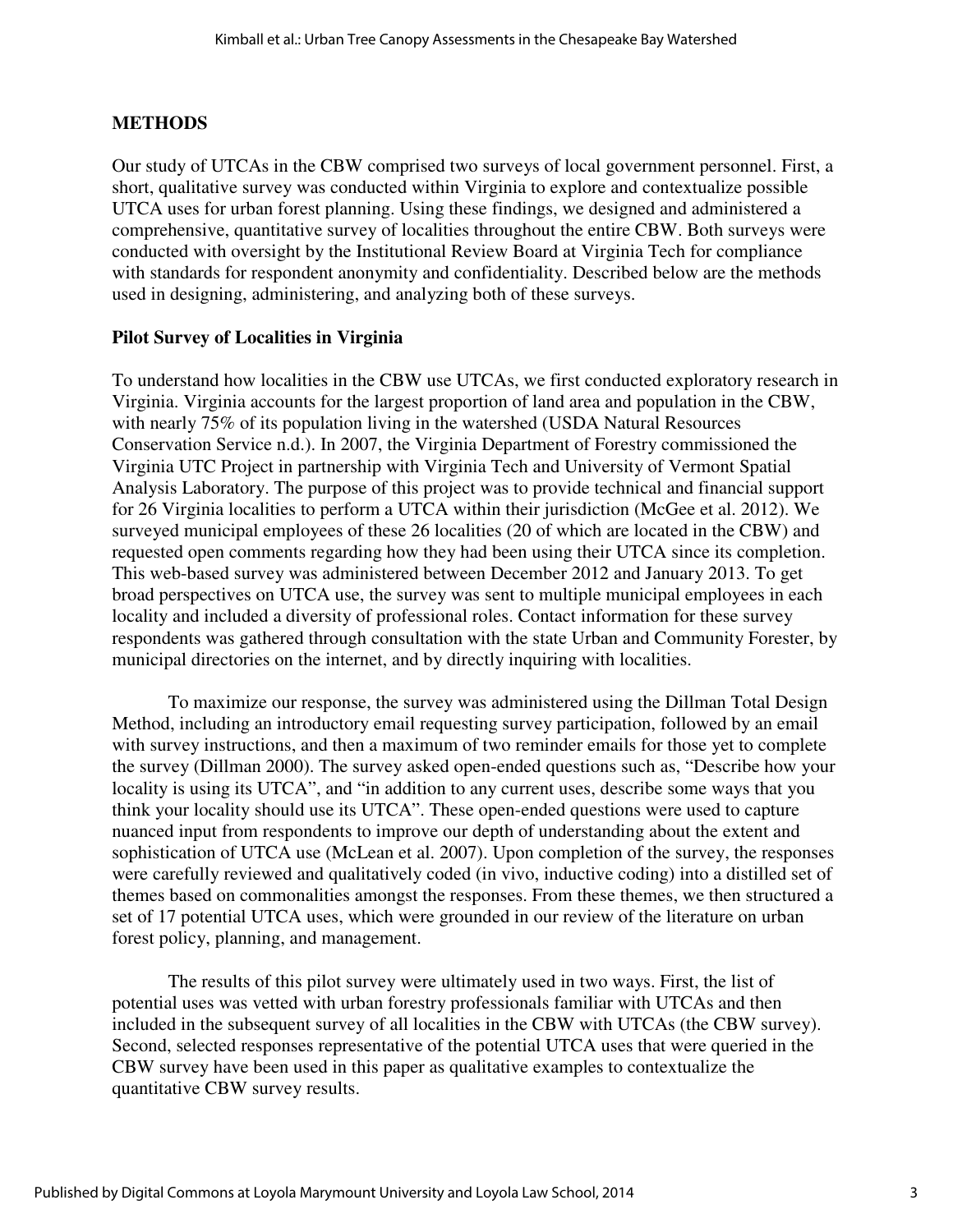## METHODS

Our study of UTCAs in the CBW comprised two surveys of local government personnel. First, a short, qualitative survey was conducted within Virginia to explore and contextualize possible UTCA uses for urban forest planning. Using these findings, we designed and administered a comprehensive, quantitative survey of localities throughout the entire CBW. Both surveys were conducted with oversight by the Institutional Review Board at Virginia Tech for compliance with standards for respondent anonymity and confidentiality. Described below are the methods used in designing, administering, and analyzing both of these surveys.

### Pilot Survey of Localities in Virginia

To understand how localities in the CBW use UTCAs, we first conducted exploratory research in Virginia. Virginia accounts for the largest proportion of land area and population in the CBW, with nearly 75% of its population living in the watershed (USDA Natural Resources Conservation Service n.d.). In 2007, the Virginia Department of Forestry commissioned the Virginia UTC Project in partnership with Virginia Tech and University of Vermont Spatial Analysis Laboratory. The purpose of this project was to provide technical and financial support for 26 Virginia localities to perform a UTCA within their jurisdiction (McGee et al. 2012). We surveyed municipal employees of these 26 localities (20 of which are located in the CBW) and requested open comments regarding how they had been using their UTCA since its completion. This web-based survey was administered between December 2012 and January 2013. To get broad perspectives on UTCA use, the survey was sent to multiple municipal employees in each locality and included a diversity of professional roles. Contact information for these survey respondents was gathered through consultation with the state Urban and Community Forester, by municipal directories on the internet, and by directly inquiring with localities.

To maximize our response, the survey was administered using the Dillman Total Design Method, including an introductory email requesting survey participation, followed by an email with survey instructions, and then a maximum of two reminder emails for those yet to complete the survey (Dillman 2000). The survey asked open-ended questions such as, "Describe how your locality is using its UTCA", and "in addition to any current uses, describe some ways that you think your locality should use its UTCA". These open-ended questions were used to capture nuanced input from respondents to improve our depth of understanding about the extent and sophistication of UTCA use (McLean et al. 2007). Upon completion of the survey, the responses were carefully reviewed and qualitatively coded (in vivo, inductive coding) into a distilled set of themes based on commonalities amongst the responses. From these themes, we then structured a set of 17 potential UTCA uses, which were grounded in our review of the literature on urban forest policy, planning, and management.

The results of this pilot survey were ultimately used in two ways. First, the list of potential uses was vetted with urban forestry professionals familiar with UTCAs and then included in the subsequent survey of all localities in the CBW with UTCAs (the CBW survey). Second, selected responses representative of the potential UTCA uses that were queried in the CBW survey have been used in this paper as qualitative examples to contextualize the quantitative CBW survey results.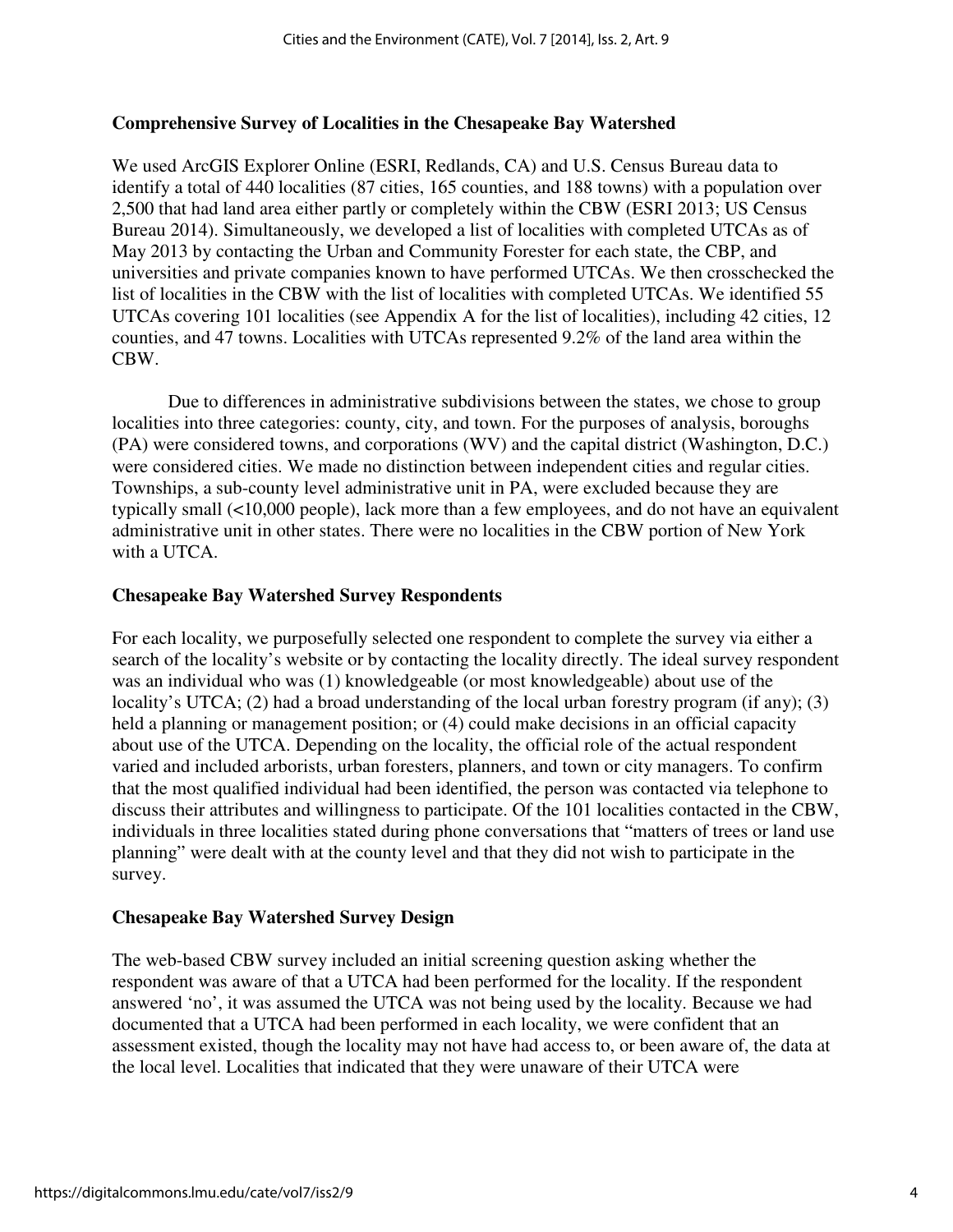### Comprehensive Survey of Localities in the Chesapeake Bay Watershed

We used ArcGIS Explorer Online (ESRI, Redlands, CA) and U.S. Census Bureau data to identify a total of 440 localities (87 cities, 165 counties, and 188 towns) with a population over 2,500 that had land area either partly or completely within the CBW (ESRI 2013; US Census Bureau 2014). Simultaneously, we developed a list of localities with completed UTCAs as of May 2013 by contacting the Urban and Community Forester for each state, the CBP, and universities and private companies known to have performed UTCAs. We then crosschecked the list of localities in the CBW with the list of localities with completed UTCAs. We identified 55 UTCAs covering 101 localities (see Appendix A for the list of localities), including 42 cities, 12 counties, and 47 towns. Localities with UTCAs represented 9.2% of the land area within the CBW.

Due to differences in administrative subdivisions between the states, we chose to group localities into three categories: county, city, and town. For the purposes of analysis, boroughs (PA) were considered towns, and corporations (WV) and the capital district (Washington, D.C.) were considered cities. We made no distinction between independent cities and regular cities. Townships, a sub-county level administrative unit in PA, were excluded because they are typically small (<10,000 people), lack more than a few employees, and do not have an equivalent administrative unit in other states. There were no localities in the CBW portion of New York with a UTCA.

### Chesapeake Bay Watershed Survey Respondents

For each locality, we purposefully selected one respondent to complete the survey via either a search of the locality's website or by contacting the locality directly. The ideal survey respondent was an individual who was (1) knowledgeable (or most knowledgeable) about use of the locality's UTCA; (2) had a broad understanding of the local urban forestry program (if any); (3) held a planning or management position; or (4) could make decisions in an official capacity about use of the UTCA. Depending on the locality, the official role of the actual respondent varied and included arborists, urban foresters, planners, and town or city managers. To confirm that the most qualified individual had been identified, the person was contacted via telephone to discuss their attributes and willingness to participate. Of the 101 localities contacted in the CBW, individuals in three localities stated during phone conversations that "matters of trees or land use planning" were dealt with at the county level and that they did not wish to participate in the survey.

### Chesapeake Bay Watershed Survey Design

The web-based CBW survey included an initial screening question asking whether the respondent was aware of that a UTCA had been performed for the locality. If the respondent answered 'no', it was assumed the UTCA was not being used by the locality. Because we had documented that a UTCA had been performed in each locality, we were confident that an assessment existed, though the locality may not have had access to, or been aware of, the data at the local level. Localities that indicated that they were unaware of their UTCA were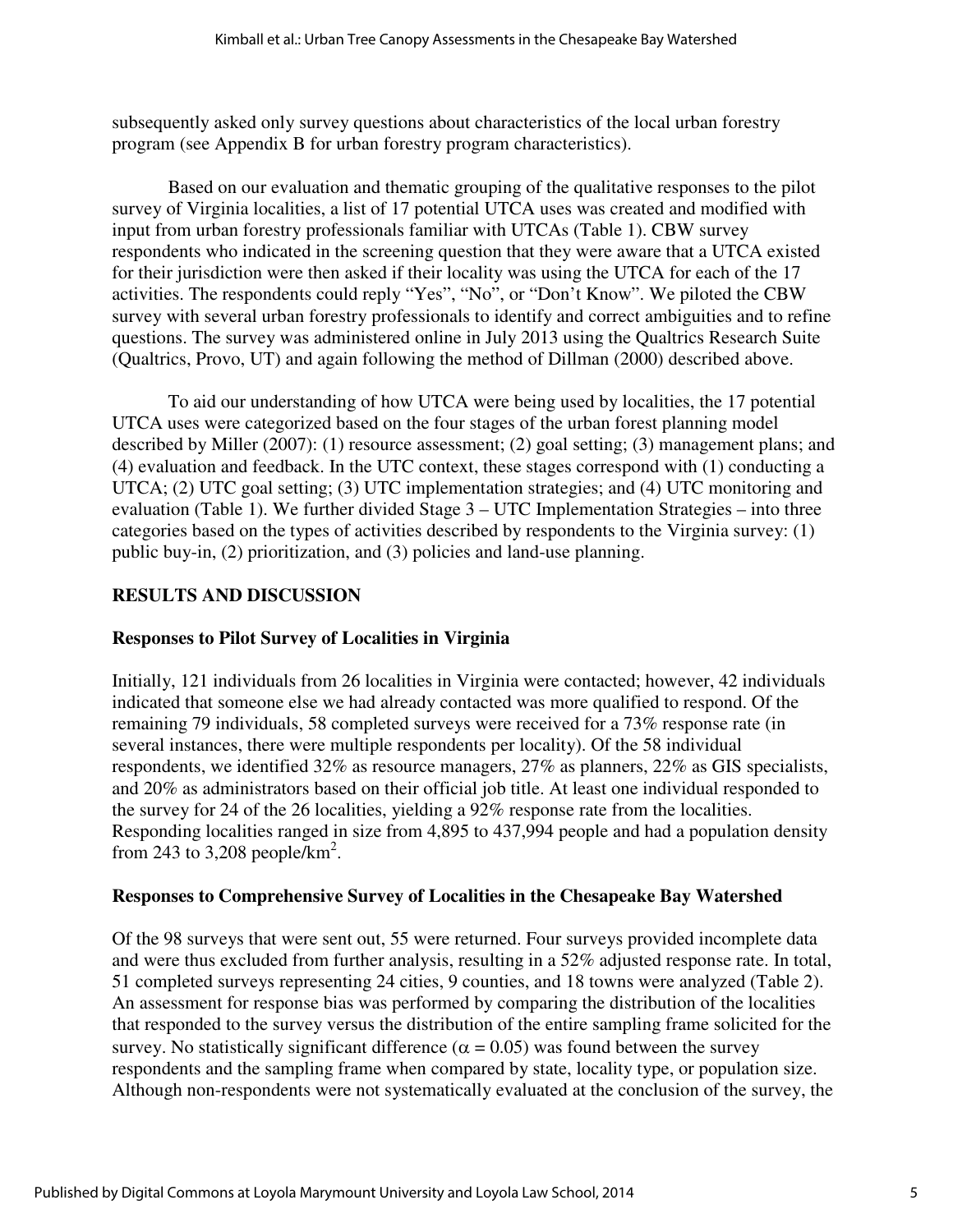subsequently asked only survey questions about characteristics of the local urban forestry program (see Appendix B for urban forestry program characteristics).

Based on our evaluation and thematic grouping of the qualitative responses to the pilot survey of Virginia localities, a list of 17 potential UTCA uses was created and modified with input from urban forestry professionals familiar with UTCAs (Table 1). CBW survey respondents who indicated in the screening question that they were aware that a UTCA existed for their jurisdiction were then asked if their locality was using the UTCA for each of the 17 activities. The respondents could reply "Yes", "No", or "Don't Know". We piloted the CBW survey with several urban forestry professionals to identify and correct ambiguities and to refine questions. The survey was administered online in July 2013 using the Qualtrics Research Suite (Qualtrics, Provo, UT) and again following the method of Dillman (2000) described above.

To aid our understanding of how UTCA were being used by localities, the 17 potential UTCA uses were categorized based on the four stages of the urban forest planning model described by Miller (2007): (1) resource assessment; (2) goal setting; (3) management plans; and (4) evaluation and feedback. In the UTC context, these stages correspond with (1) conducting a UTCA; (2) UTC goal setting; (3) UTC implementation strategies; and (4) UTC monitoring and evaluation (Table 1). We further divided Stage 3 – UTC Implementation Strategies – into three categories based on the types of activities described by respondents to the Virginia survey: (1) public buy-in, (2) prioritization, and (3) policies and land-use planning.

## RESULTS AND DISCUSSION

### Responses to Pilot Survey of Localities in Virginia

Initially, 121 individuals from 26 localities in Virginia were contacted; however, 42 individuals indicated that someone else we had already contacted was more qualified to respond. Of the remaining 79 individuals, 58 completed surveys were received for a 73% response rate (in several instances, there were multiple respondents per locality). Of the 58 individual respondents, we identified 32% as resource managers, 27% as planners, 22% as GIS specialists, and 20% as administrators based on their official job title. At least one individual responded to the survey for 24 of the 26 localities, yielding a 92% response rate from the localities. Responding localities ranged in size from 4,895 to 437,994 people and had a population density from 243 to 3,208 people/km$^2$.

### Responses to Comprehensive Survey of Localities in the Chesapeake Bay Watershed

Of the 98 surveys that were sent out, 55 were returned. Four surveys provided incomplete data and were thus excluded from further analysis, resulting in a 52% adjusted response rate. In total, 51 completed surveys representing 24 cities, 9 counties, and 18 towns were analyzed (Table 2). An assessment for response bias was performed by comparing the distribution of the localities that responded to the survey versus the distribution of the entire sampling frame solicited for the survey. No statistically significant difference ($\alpha = 0.05$) was found between the survey respondents and the sampling frame when compared by state, locality type, or population size. Although non-respondents were not systematically evaluated at the conclusion of the survey, the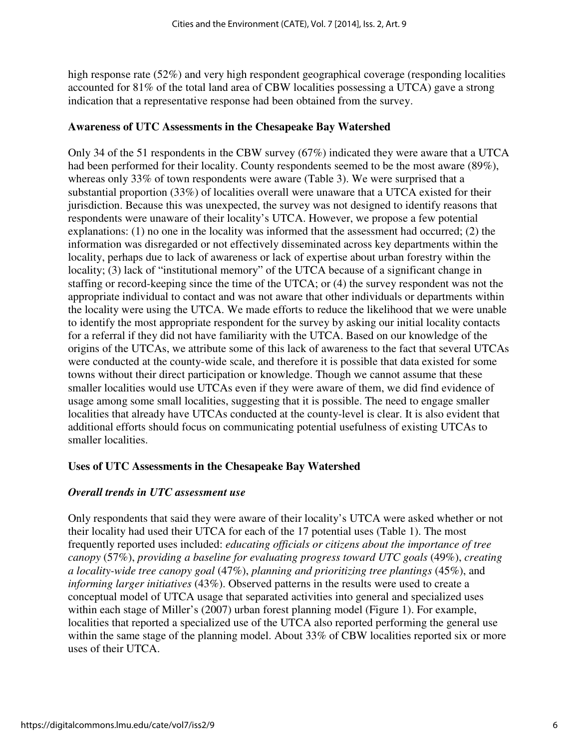high response rate (52%) and very high respondent geographical coverage (responding localities accounted for 81% of the total land area of CBW localities possessing a UTCA) gave a strong indication that a representative response had been obtained from the survey.

## Awareness of UTC Assessments in the Chesapeake Bay Watershed

Only 34 of the 51 respondents in the CBW survey (67%) indicated they were aware that a UTCA had been performed for their locality. County respondents seemed to be the most aware (89%), whereas only 33% of town respondents were aware (Table 3). We were surprised that a substantial proportion (33%) of localities overall were unaware that a UTCA existed for their jurisdiction. Because this was unexpected, the survey was not designed to identify reasons that respondents were unaware of their locality's UTCA. However, we propose a few potential explanations: (1) no one in the locality was informed that the assessment had occurred; (2) the information was disregarded or not effectively disseminated across key departments within the locality, perhaps due to lack of awareness or lack of expertise about urban forestry within the locality; (3) lack of "institutional memory" of the UTCA because of a significant change in staffing or record-keeping since the time of the UTCA; or (4) the survey respondent was not the appropriate individual to contact and was not aware that other individuals or departments within the locality were using the UTCA. We made efforts to reduce the likelihood that we were unable to identify the most appropriate respondent for the survey by asking our initial locality contacts for a referral if they did not have familiarity with the UTCA. Based on our knowledge of the origins of the UTCAs, we attribute some of this lack of awareness to the fact that several UTCAs were conducted at the county-wide scale, and therefore it is possible that data existed for some towns without their direct participation or knowledge. Though we cannot assume that these smaller localities would use UTCAs even if they were aware of them, we did find evidence of usage among some small localities, suggesting that it is possible. The need to engage smaller localities that already have UTCAs conducted at the county-level is clear. It is also evident that additional efforts should focus on communicating potential usefulness of existing UTCAs to smaller localities.

## Uses of UTC Assessments in the Chesapeake Bay Watershed

### *Overall trends in UTC assessment use*

Only respondents that said they were aware of their locality's UTCA were asked whether or not their locality had used their UTCA for each of the 17 potential uses (Table 1). The most frequently reported uses included: *educating officials or citizens about the importance of tree canopy* (57%), *providing a baseline for evaluating progress toward UTC goals* (49%), *creating a locality-wide tree canopy goal* (47%), *planning and prioritizing tree plantings* (45%), and *informing larger initiatives* (43%). Observed patterns in the results were used to create a conceptual model of UTCA usage that separated activities into general and specialized uses within each stage of Miller's (2007) urban forest planning model (Figure 1). For example, localities that reported a specialized use of the UTCA also reported performing the general use within the same stage of the planning model. About 33% of CBW localities reported six or more uses of their UTCA.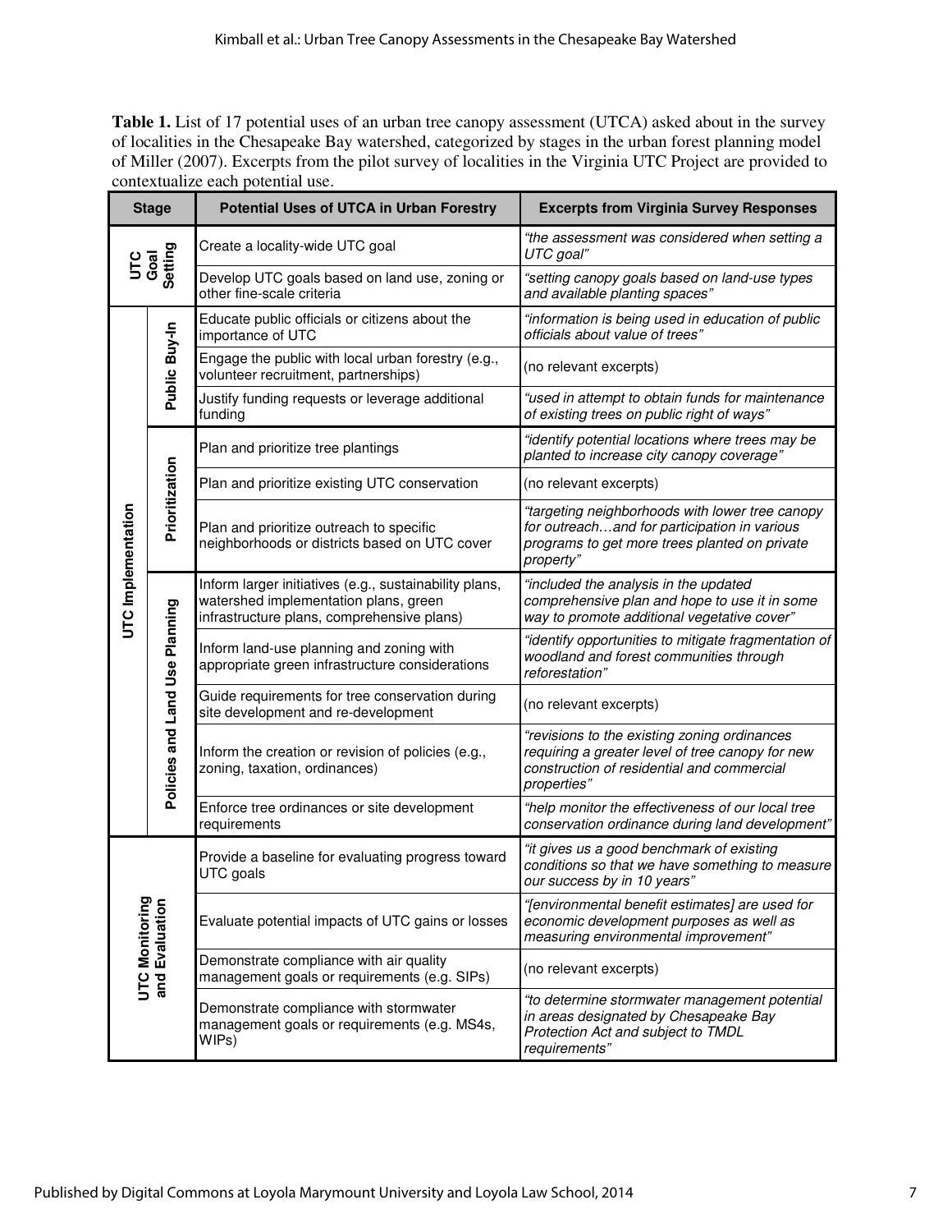**Table 1.** List of 17 potential uses of an urban tree canopy assessment (UTCA) asked about in the survey of localities in the Chesapeake Bay watershed, categorized by stages in the urban forest planning model of Miller (2007). Excerpts from the pilot survey of localities in the Virginia UTC Project are provided to contextualize each potential use.

| Stage | | Potential Uses of UTCA in Urban Forestry | Excerpts from Virginia Survey Responses |
|---|---|---|---|
| UTC Goal Setting | | Create a locality-wide UTC goal | *"the assessment was considered when setting a UTC goal"* |
| | | Develop UTC goals based on land use, zoning or other fine-scale criteria | *"setting canopy goals based on land-use types and available planting spaces"* |
| UTC Implementation | Public Buy-In | Educate public officials or citizens about the importance of UTC | *"information is being used in education of public officials about value of trees"* |
| | | Engage the public with local urban forestry (e.g., volunteer recruitment, partnerships) | (no relevant excerpts) |
| | | Justify funding requests or leverage additional funding | *"used in attempt to obtain funds for maintenance of existing trees on public right of ways"* |
| | Prioritization | Plan and prioritize tree plantings | *"identify potential locations where trees may be planted to increase city canopy coverage"* |
| | | Plan and prioritize existing UTC conservation | (no relevant excerpts) |
| | | Plan and prioritize outreach to specific neighborhoods or districts based on UTC cover | *"targeting neighborhoods with lower tree canopy for outreach…and for participation in various programs to get more trees planted on private property"* |
| | Policies and Land Use Planning | Inform larger initiatives (e.g., sustainability plans, watershed implementation plans, green infrastructure plans, comprehensive plans) | *"included the analysis in the updated comprehensive plan and hope to use it in some way to promote additional vegetative cover"* |
| | | Inform land-use planning and zoning with appropriate green infrastructure considerations | *"identify opportunities to mitigate fragmentation of woodland and forest communities through reforestation"* |
| | | Guide requirements for tree conservation during site development and re-development | (no relevant excerpts) |
| | | Inform the creation or revision of policies (e.g., zoning, taxation, ordinances) | *"revisions to the existing zoning ordinances requiring a greater level of tree canopy for new construction of residential and commercial properties"* |
| | | Enforce tree ordinances or site development requirements | *"help monitor the effectiveness of our local tree conservation ordinance during land development"* |
| UTC Monitoring and Evaluation | | Provide a baseline for evaluating progress toward UTC goals | *"it gives us a good benchmark of existing conditions so that we have something to measure our success by in 10 years"* |
| | | Evaluate potential impacts of UTC gains or losses | *"[environmental benefit estimates] are used for economic development purposes as well as measuring environmental improvement"* |
| | | Demonstrate compliance with air quality management goals or requirements (e.g. SIPs) | (no relevant excerpts) |
| | | Demonstrate compliance with stormwater management goals or requirements (e.g. MS4s, WIPs) | *"to determine stormwater management potential in areas designated by Chesapeake Bay Protection Act and subject to TMDL requirements"* |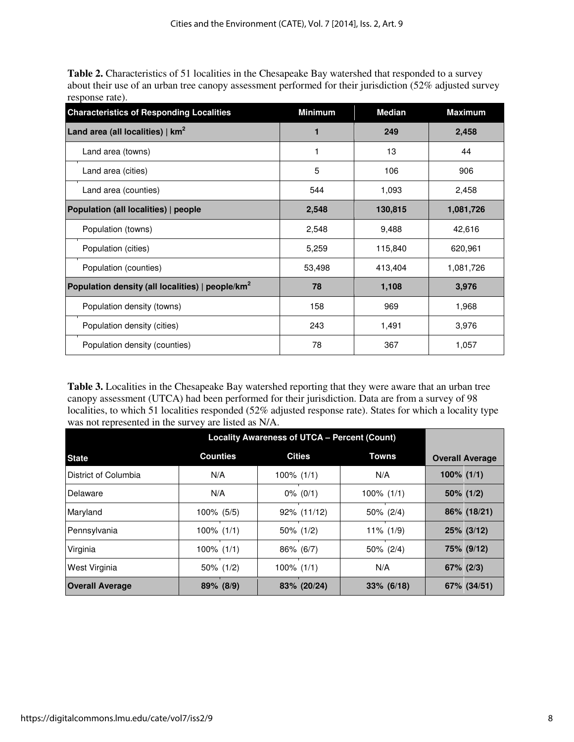**Table 2.** Characteristics of 51 localities in the Chesapeake Bay watershed that responded to a survey about their use of an urban tree canopy assessment performed for their jurisdiction (52% adjusted survey response rate).

| Characteristics of Responding Localities | Minimum | Median | Maximum |
|---|---|---|---|
| **Land area (all localities) \| km$^2$** | **1** | **249** | **2,458** |
| Land area (towns) | 1 | 13 | 44 |
| Land area (cities) | 5 | 106 | 906 |
| Land area (counties) | 544 | 1,093 | 2,458 |
| **Population (all localities) \| people** | **2,548** | **130,815** | **1,081,726** |
| Population (towns) | 2,548 | 9,488 | 42,616 |
| Population (cities) | 5,259 | 115,840 | 620,961 |
| Population (counties) | 53,498 | 413,404 | 1,081,726 |
| **Population density (all localities) \| people/km$^2$** | **78** | **1,108** | **3,976** |
| Population density (towns) | 158 | 969 | 1,968 |
| Population density (cities) | 243 | 1,491 | 3,976 |
| Population density (counties) | 78 | 367 | 1,057 |

**Table 3.** Localities in the Chesapeake Bay watershed reporting that they were aware that an urban tree canopy assessment (UTCA) had been performed for their jurisdiction. Data are from a survey of 98 localities, to which 51 localities responded (52% adjusted response rate). States for which a locality type was not represented in the survey are listed as N/A.

| | Locality Awareness of UTCA – Percent (Count) | | | |
|---|---|---|---|---|
| **State** | **Counties** | **Cities** | **Towns** | **Overall Average** |
| District of Columbia | N/A | 100% (1/1) | N/A | **100% (1/1)** |
| Delaware | N/A | 0% (0/1) | 100% (1/1) | **50% (1/2)** |
| Maryland | 100% (5/5) | 92% (11/12) | 50% (2/4) | **86% (18/21)** |
| Pennsylvania | 100% (1/1) | 50% (1/2) | 11% (1/9) | **25% (3/12)** |
| Virginia | 100% (1/1) | 86% (6/7) | 50% (2/4) | **75% (9/12)** |
| West Virginia | 50% (1/2) | 100% (1/1) | N/A | **67% (2/3)** |
| **Overall Average** | **89% (8/9)** | **83% (20/24)** | **33% (6/18)** | **67% (34/51)** |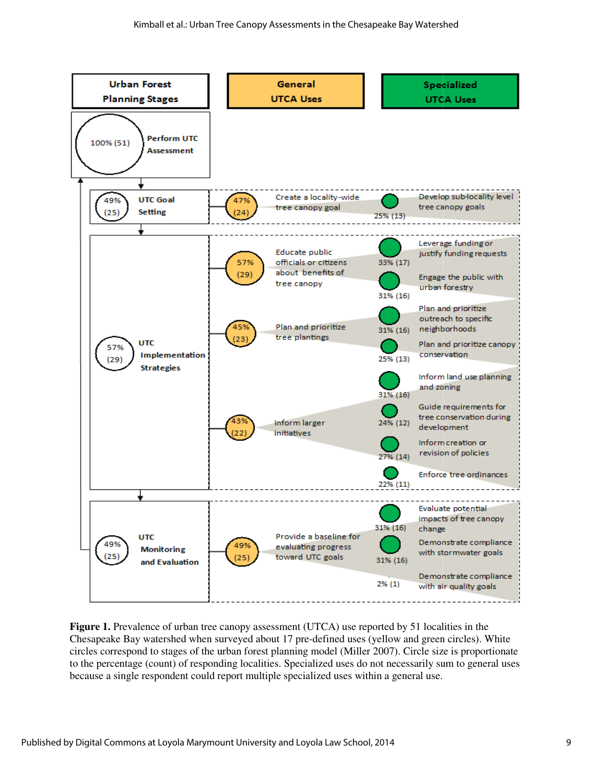| Urban Forest Planning Stages | General UTCA Uses | Specialized UTCA Uses |
|---|---|---|
| 100% (51) Perform UTC Assessment | | |
| 49% (25) UTC Goal Setting | 47% (24) Create a locality-wide tree canopy goal | 25% (13) Develop sub-locality level tree canopy goals |
| 57% (29) UTC Implementation Strategies | 57% (29) Educate public officials or citizens about benefits of tree canopy | 33% (17) Leverage funding or justify funding requests |
| | | 31% (16) Engage the public with urban forestry |
| | 45% (23) Plan and prioritize tree plantings | 31% (16) Plan and prioritize outreach to specific neighborhoods |
| | | 25% (13) Plan and prioritize canopy conservation |
| | 43% (22) Inform larger initiatives | 31% (16) Inform land use planning and zoning |
| | | 24% (12) Guide requirements for tree conservation during development |
| | | 27% (14) Inform creation or revision of policies |
| | | 22% (11) Enforce tree ordinances |
| 49% (25) UTC Monitoring and Evaluation | 49% (25) Provide a baseline for evaluating progress toward UTC goals | 31% (16) Evaluate potential impacts of tree canopy change |
| | | 31% (16) Demonstrate compliance with stormwater goals |
| | | 2% (1) Demonstrate compliance with air quality goals |

**Figure 1.** Prevalence of urban tree canopy assessment (UTCA) use reported by 51 localities in the Chesapeake Bay watershed when surveyed about 17 pre-defined uses (yellow and green circles). White circles correspond to stages of the urban forest planning model (Miller 2007). Circle size is proportionate to the percentage (count) of responding localities. Specialized uses do not necessarily sum to general uses because a single respondent could report multiple specialized uses within a general use.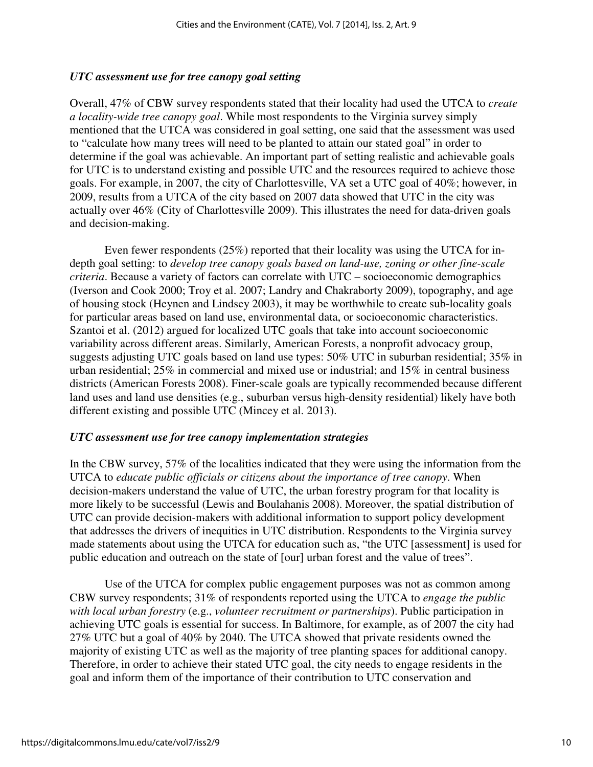### *UTC assessment use for tree canopy goal setting*

Overall, 47% of CBW survey respondents stated that their locality had used the UTCA to *create a locality-wide tree canopy goal*. While most respondents to the Virginia survey simply mentioned that the UTCA was considered in goal setting, one said that the assessment was used to "calculate how many trees will need to be planted to attain our stated goal" in order to determine if the goal was achievable. An important part of setting realistic and achievable goals for UTC is to understand existing and possible UTC and the resources required to achieve those goals. For example, in 2007, the city of Charlottesville, VA set a UTC goal of 40%; however, in 2009, results from a UTCA of the city based on 2007 data showed that UTC in the city was actually over 46% (City of Charlottesville 2009). This illustrates the need for data-driven goals and decision-making.

Even fewer respondents (25%) reported that their locality was using the UTCA for in-depth goal setting: to *develop tree canopy goals based on land-use, zoning or other fine-scale criteria*. Because a variety of factors can correlate with UTC – socioeconomic demographics (Iverson and Cook 2000; Troy et al. 2007; Landry and Chakraborty 2009), topography, and age of housing stock (Heynen and Lindsey 2003), it may be worthwhile to create sub-locality goals for particular areas based on land use, environmental data, or socioeconomic characteristics. Szantoi et al. (2012) argued for localized UTC goals that take into account socioeconomic variability across different areas. Similarly, American Forests, a nonprofit advocacy group, suggests adjusting UTC goals based on land use types: 50% UTC in suburban residential; 35% in urban residential; 25% in commercial and mixed use or industrial; and 15% in central business districts (American Forests 2008). Finer-scale goals are typically recommended because different land uses and land use densities (e.g., suburban versus high-density residential) likely have both different existing and possible UTC (Mincey et al. 2013).

### *UTC assessment use for tree canopy implementation strategies*

In the CBW survey, 57% of the localities indicated that they were using the information from the UTCA to *educate public officials or citizens about the importance of tree canopy*. When decision-makers understand the value of UTC, the urban forestry program for that locality is more likely to be successful (Lewis and Boulahanis 2008). Moreover, the spatial distribution of UTC can provide decision-makers with additional information to support policy development that addresses the drivers of inequities in UTC distribution. Respondents to the Virginia survey made statements about using the UTCA for education such as, "the UTC [assessment] is used for public education and outreach on the state of [our] urban forest and the value of trees".

Use of the UTCA for complex public engagement purposes was not as common among CBW survey respondents; 31% of respondents reported using the UTCA to *engage the public with local urban forestry* (e.g., *volunteer recruitment or partnerships*). Public participation in achieving UTC goals is essential for success. In Baltimore, for example, as of 2007 the city had 27% UTC but a goal of 40% by 2040. The UTCA showed that private residents owned the majority of existing UTC as well as the majority of tree planting spaces for additional canopy. Therefore, in order to achieve their stated UTC goal, the city needs to engage residents in the goal and inform them of the importance of their contribution to UTC conservation and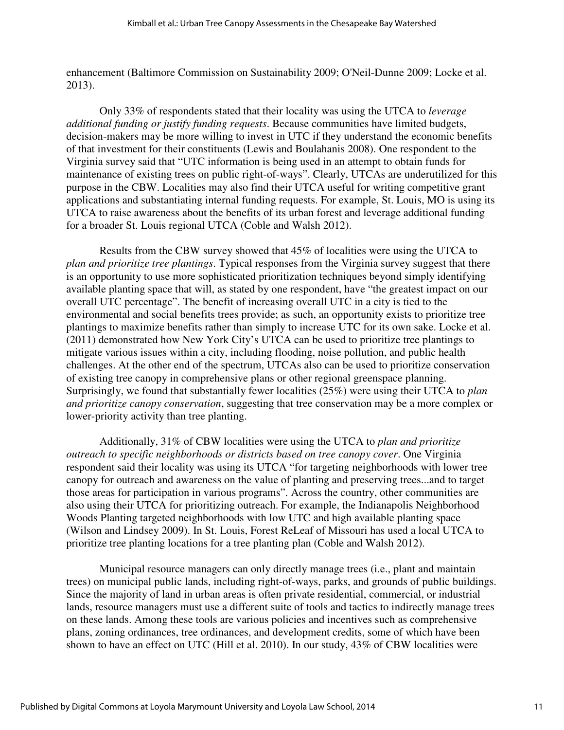enhancement (Baltimore Commission on Sustainability 2009; O'Neil-Dunne 2009; Locke et al. 2013).

Only 33% of respondents stated that their locality was using the UTCA to *leverage additional funding or justify funding requests*. Because communities have limited budgets, decision-makers may be more willing to invest in UTC if they understand the economic benefits of that investment for their constituents (Lewis and Boulahanis 2008). One respondent to the Virginia survey said that "UTC information is being used in an attempt to obtain funds for maintenance of existing trees on public right-of-ways". Clearly, UTCAs are underutilized for this purpose in the CBW. Localities may also find their UTCA useful for writing competitive grant applications and substantiating internal funding requests. For example, St. Louis, MO is using its UTCA to raise awareness about the benefits of its urban forest and leverage additional funding for a broader St. Louis regional UTCA (Coble and Walsh 2012).

Results from the CBW survey showed that 45% of localities were using the UTCA to *plan and prioritize tree plantings*. Typical responses from the Virginia survey suggest that there is an opportunity to use more sophisticated prioritization techniques beyond simply identifying available planting space that will, as stated by one respondent, have "the greatest impact on our overall UTC percentage". The benefit of increasing overall UTC in a city is tied to the environmental and social benefits trees provide; as such, an opportunity exists to prioritize tree plantings to maximize benefits rather than simply to increase UTC for its own sake. Locke et al. (2011) demonstrated how New York City's UTCA can be used to prioritize tree plantings to mitigate various issues within a city, including flooding, noise pollution, and public health challenges. At the other end of the spectrum, UTCAs also can be used to prioritize conservation of existing tree canopy in comprehensive plans or other regional greenspace planning. Surprisingly, we found that substantially fewer localities (25%) were using their UTCA to *plan and prioritize canopy conservation*, suggesting that tree conservation may be a more complex or lower-priority activity than tree planting.

Additionally, 31% of CBW localities were using the UTCA to *plan and prioritize outreach to specific neighborhoods or districts based on tree canopy cover*. One Virginia respondent said their locality was using its UTCA "for targeting neighborhoods with lower tree canopy for outreach and awareness on the value of planting and preserving trees...and to target those areas for participation in various programs". Across the country, other communities are also using their UTCA for prioritizing outreach. For example, the Indianapolis Neighborhood Woods Planting targeted neighborhoods with low UTC and high available planting space (Wilson and Lindsey 2009). In St. Louis, Forest ReLeaf of Missouri has used a local UTCA to prioritize tree planting locations for a tree planting plan (Coble and Walsh 2012).

Municipal resource managers can only directly manage trees (i.e., plant and maintain trees) on municipal public lands, including right-of-ways, parks, and grounds of public buildings. Since the majority of land in urban areas is often private residential, commercial, or industrial lands, resource managers must use a different suite of tools and tactics to indirectly manage trees on these lands. Among these tools are various policies and incentives such as comprehensive plans, zoning ordinances, tree ordinances, and development credits, some of which have been shown to have an effect on UTC (Hill et al. 2010). In our study, 43% of CBW localities were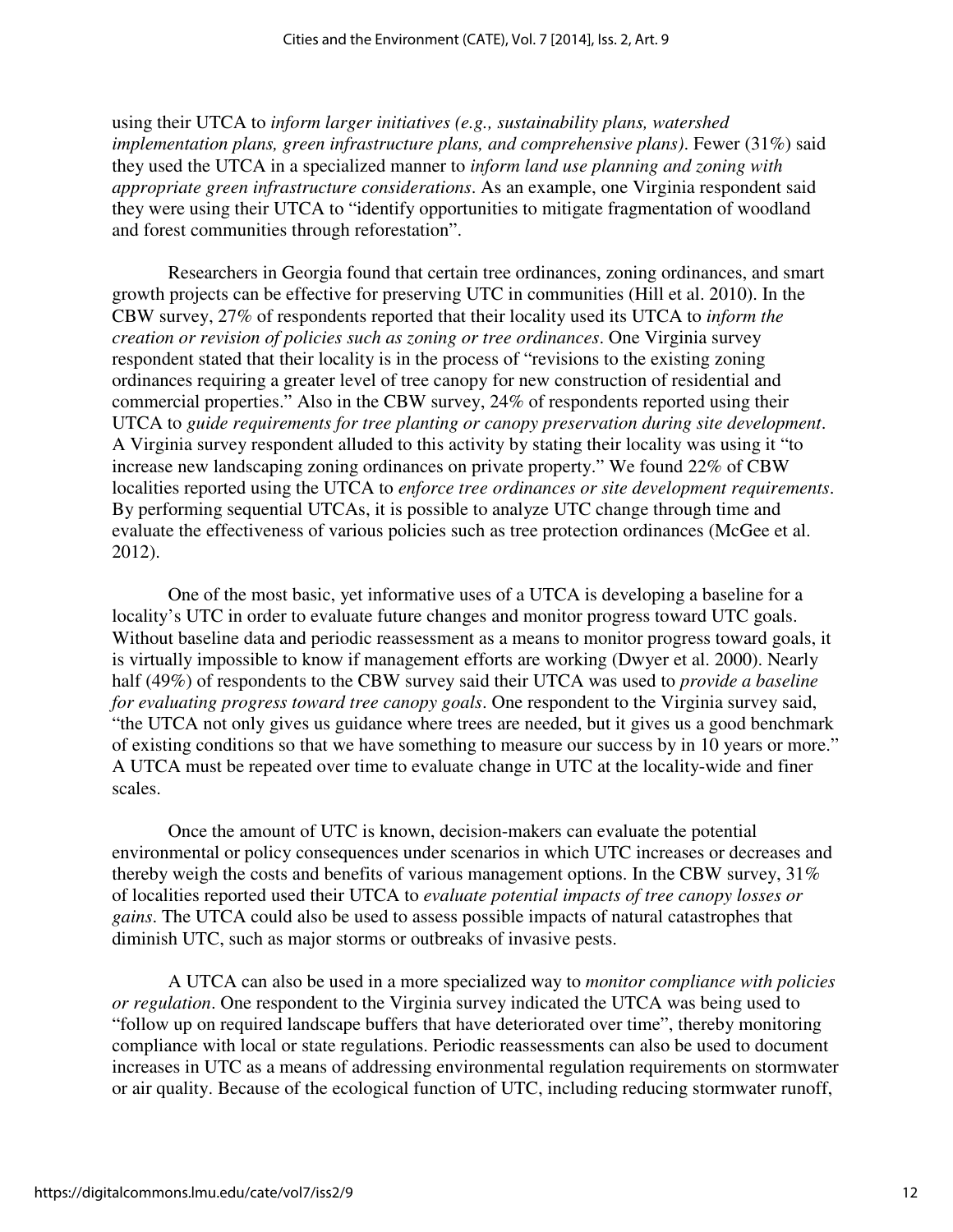using their UTCA to *inform larger initiatives (e.g., sustainability plans, watershed implementation plans, green infrastructure plans, and comprehensive plans)*. Fewer (31%) said they used the UTCA in a specialized manner to *inform land use planning and zoning with appropriate green infrastructure considerations*. As an example, one Virginia respondent said they were using their UTCA to "identify opportunities to mitigate fragmentation of woodland and forest communities through reforestation".

Researchers in Georgia found that certain tree ordinances, zoning ordinances, and smart growth projects can be effective for preserving UTC in communities (Hill et al. 2010). In the CBW survey, 27% of respondents reported that their locality used its UTCA to *inform the creation or revision of policies such as zoning or tree ordinances*. One Virginia survey respondent stated that their locality is in the process of "revisions to the existing zoning ordinances requiring a greater level of tree canopy for new construction of residential and commercial properties." Also in the CBW survey, 24% of respondents reported using their UTCA to *guide requirements for tree planting or canopy preservation during site development*. A Virginia survey respondent alluded to this activity by stating their locality was using it "to increase new landscaping zoning ordinances on private property." We found 22% of CBW localities reported using the UTCA to *enforce tree ordinances or site development requirements*. By performing sequential UTCAs, it is possible to analyze UTC change through time and evaluate the effectiveness of various policies such as tree protection ordinances (McGee et al. 2012).

One of the most basic, yet informative uses of a UTCA is developing a baseline for a locality's UTC in order to evaluate future changes and monitor progress toward UTC goals. Without baseline data and periodic reassessment as a means to monitor progress toward goals, it is virtually impossible to know if management efforts are working (Dwyer et al. 2000). Nearly half (49%) of respondents to the CBW survey said their UTCA was used to *provide a baseline for evaluating progress toward tree canopy goals*. One respondent to the Virginia survey said, "the UTCA not only gives us guidance where trees are needed, but it gives us a good benchmark of existing conditions so that we have something to measure our success by in 10 years or more." A UTCA must be repeated over time to evaluate change in UTC at the locality-wide and finer scales.

Once the amount of UTC is known, decision-makers can evaluate the potential environmental or policy consequences under scenarios in which UTC increases or decreases and thereby weigh the costs and benefits of various management options. In the CBW survey, 31% of localities reported used their UTCA to *evaluate potential impacts of tree canopy losses or gains*. The UTCA could also be used to assess possible impacts of natural catastrophes that diminish UTC, such as major storms or outbreaks of invasive pests.

A UTCA can also be used in a more specialized way to *monitor compliance with policies or regulation*. One respondent to the Virginia survey indicated the UTCA was being used to "follow up on required landscape buffers that have deteriorated over time", thereby monitoring compliance with local or state regulations. Periodic reassessments can also be used to document increases in UTC as a means of addressing environmental regulation requirements on stormwater or air quality. Because of the ecological function of UTC, including reducing stormwater runoff,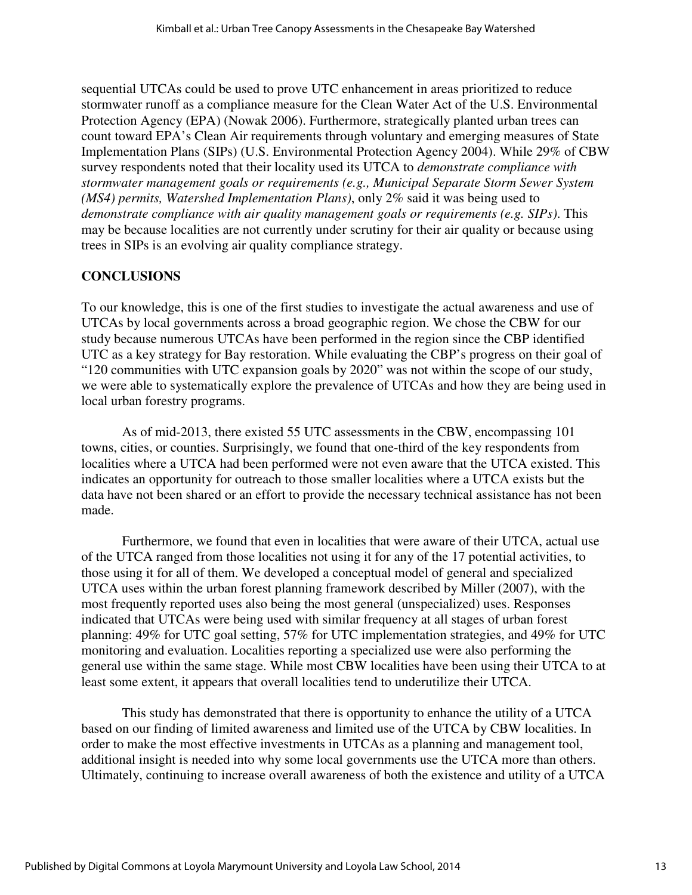sequential UTCAs could be used to prove UTC enhancement in areas prioritized to reduce stormwater runoff as a compliance measure for the Clean Water Act of the U.S. Environmental Protection Agency (EPA) (Nowak 2006). Furthermore, strategically planted urban trees can count toward EPA's Clean Air requirements through voluntary and emerging measures of State Implementation Plans (SIPs) (U.S. Environmental Protection Agency 2004). While 29% of CBW survey respondents noted that their locality used its UTCA to *demonstrate compliance with stormwater management goals or requirements (e.g., Municipal Separate Storm Sewer System (MS4) permits, Watershed Implementation Plans)*, only 2% said it was being used to *demonstrate compliance with air quality management goals or requirements (e.g. SIPs)*. This may be because localities are not currently under scrutiny for their air quality or because using trees in SIPs is an evolving air quality compliance strategy.

## CONCLUSIONS

To our knowledge, this is one of the first studies to investigate the actual awareness and use of UTCAs by local governments across a broad geographic region. We chose the CBW for our study because numerous UTCAs have been performed in the region since the CBP identified UTC as a key strategy for Bay restoration. While evaluating the CBP's progress on their goal of "120 communities with UTC expansion goals by 2020" was not within the scope of our study, we were able to systematically explore the prevalence of UTCAs and how they are being used in local urban forestry programs.

As of mid-2013, there existed 55 UTC assessments in the CBW, encompassing 101 towns, cities, or counties. Surprisingly, we found that one-third of the key respondents from localities where a UTCA had been performed were not even aware that the UTCA existed. This indicates an opportunity for outreach to those smaller localities where a UTCA exists but the data have not been shared or an effort to provide the necessary technical assistance has not been made.

Furthermore, we found that even in localities that were aware of their UTCA, actual use of the UTCA ranged from those localities not using it for any of the 17 potential activities, to those using it for all of them. We developed a conceptual model of general and specialized UTCA uses within the urban forest planning framework described by Miller (2007), with the most frequently reported uses also being the most general (unspecialized) uses. Responses indicated that UTCAs were being used with similar frequency at all stages of urban forest planning: 49% for UTC goal setting, 57% for UTC implementation strategies, and 49% for UTC monitoring and evaluation. Localities reporting a specialized use were also performing the general use within the same stage. While most CBW localities have been using their UTCA to at least some extent, it appears that overall localities tend to underutilize their UTCA.

This study has demonstrated that there is opportunity to enhance the utility of a UTCA based on our finding of limited awareness and limited use of the UTCA by CBW localities. In order to make the most effective investments in UTCAs as a planning and management tool, additional insight is needed into why some local governments use the UTCA more than others. Ultimately, continuing to increase overall awareness of both the existence and utility of a UTCA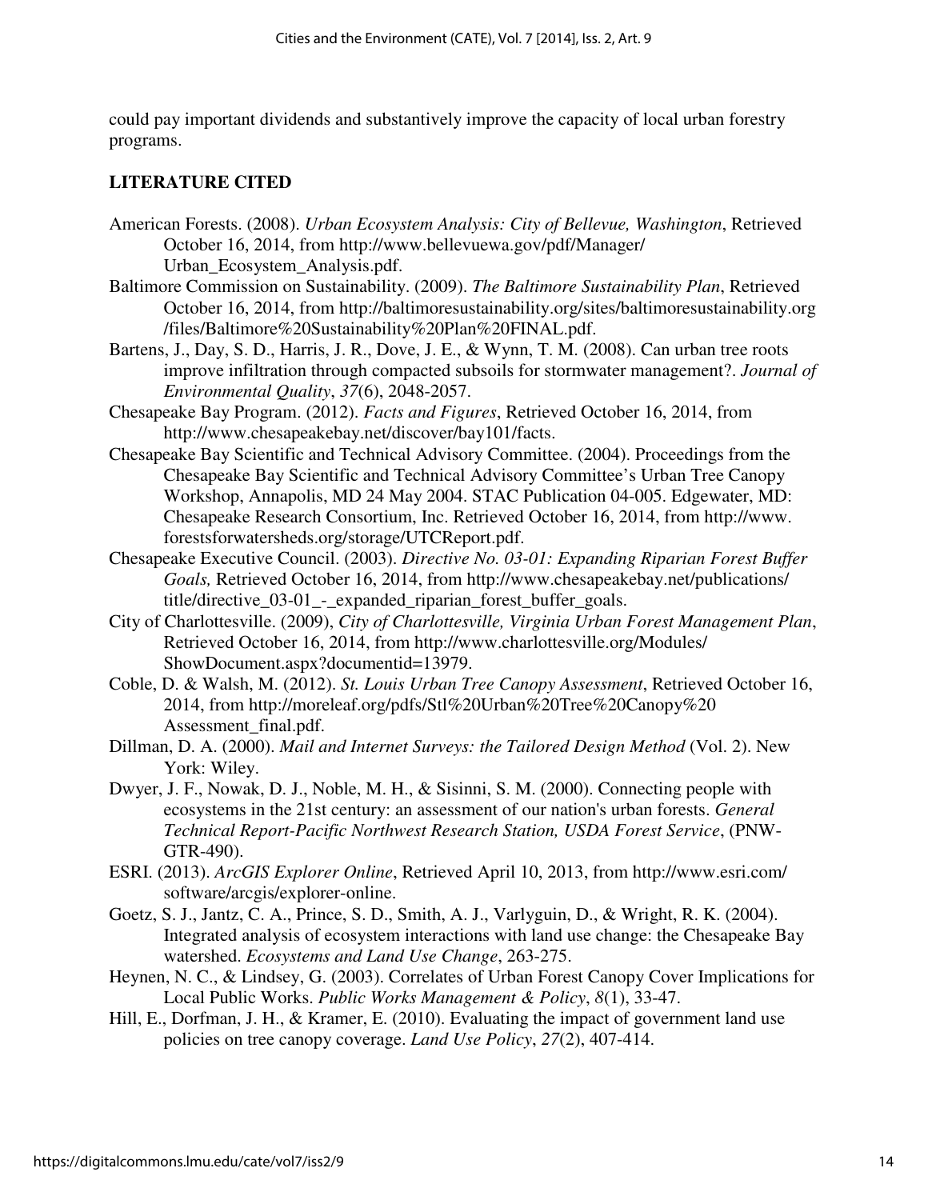could pay important dividends and substantively improve the capacity of local urban forestry programs.

## LITERATURE CITED

American Forests. (2008). *Urban Ecosystem Analysis: City of Bellevue, Washington*, Retrieved October 16, 2014, from http://www.bellevuewa.gov/pdf/Manager/Urban_Ecosystem_Analysis.pdf.

Baltimore Commission on Sustainability. (2009). *The Baltimore Sustainability Plan*, Retrieved October 16, 2014, from http://baltimoresustainability.org/sites/baltimoresustainability.org/files/Baltimore%20Sustainability%20Plan%20FINAL.pdf.

Bartens, J., Day, S. D., Harris, J. R., Dove, J. E., & Wynn, T. M. (2008). Can urban tree roots improve infiltration through compacted subsoils for stormwater management?. *Journal of Environmental Quality*, *37*(6), 2048-2057.

Chesapeake Bay Program. (2012). *Facts and Figures*, Retrieved October 16, 2014, from http://www.chesapeakebay.net/discover/bay101/facts.

Chesapeake Bay Scientific and Technical Advisory Committee. (2004). Proceedings from the Chesapeake Bay Scientific and Technical Advisory Committee's Urban Tree Canopy Workshop, Annapolis, MD 24 May 2004. STAC Publication 04-005. Edgewater, MD: Chesapeake Research Consortium, Inc. Retrieved October 16, 2014, from http://www.forestsforwatersheds.org/storage/UTCReport.pdf.

Chesapeake Executive Council. (2003). *Directive No. 03-01: Expanding Riparian Forest Buffer Goals,* Retrieved October 16, 2014, from http://www.chesapeakebay.net/publications/title/directive_03-01_-_expanded_riparian_forest_buffer_goals.

City of Charlottesville. (2009), *City of Charlottesville, Virginia Urban Forest Management Plan*, Retrieved October 16, 2014, from http://www.charlottesville.org/Modules/ShowDocument.aspx?documentid=13979.

Coble, D. & Walsh, M. (2012). *St. Louis Urban Tree Canopy Assessment*, Retrieved October 16, 2014, from http://moreleaf.org/pdfs/Stl%20Urban%20Tree%20Canopy%20Assessment_final.pdf.

Dillman, D. A. (2000). *Mail and Internet Surveys: the Tailored Design Method* (Vol. 2). New York: Wiley.

Dwyer, J. F., Nowak, D. J., Noble, M. H., & Sisinni, S. M. (2000). Connecting people with ecosystems in the 21st century: an assessment of our nation's urban forests. *General Technical Report-Pacific Northwest Research Station, USDA Forest Service*, (PNW-GTR-490).

ESRI. (2013). *ArcGIS Explorer Online*, Retrieved April 10, 2013, from http://www.esri.com/software/arcgis/explorer-online.

Goetz, S. J., Jantz, C. A., Prince, S. D., Smith, A. J., Varlyguin, D., & Wright, R. K. (2004). Integrated analysis of ecosystem interactions with land use change: the Chesapeake Bay watershed. *Ecosystems and Land Use Change*, 263-275.

Heynen, N. C., & Lindsey, G. (2003). Correlates of Urban Forest Canopy Cover Implications for Local Public Works. *Public Works Management & Policy*, *8*(1), 33-47.

Hill, E., Dorfman, J. H., & Kramer, E. (2010). Evaluating the impact of government land use policies on tree canopy coverage. *Land Use Policy*, *27*(2), 407-414.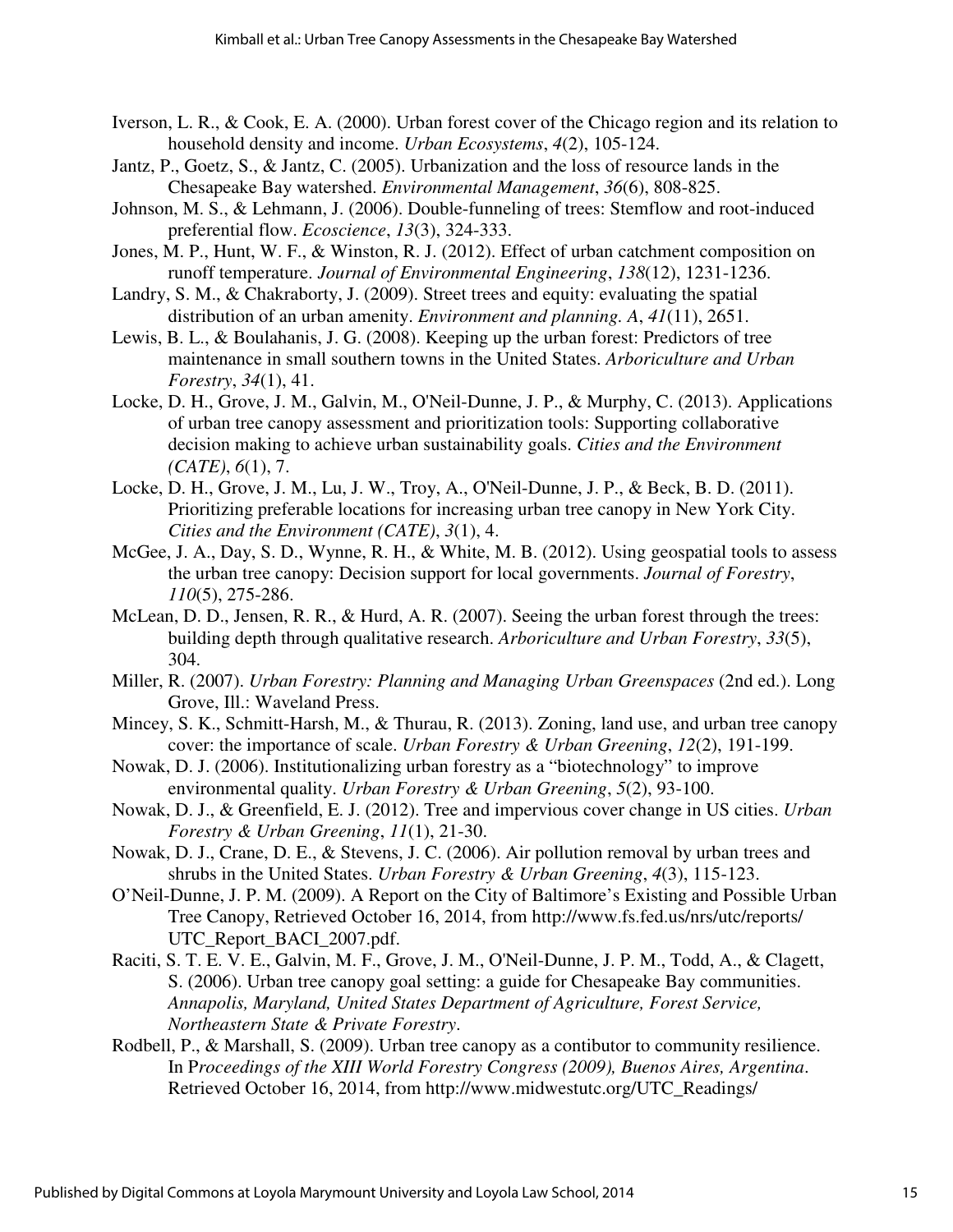Iverson, L. R., & Cook, E. A. (2000). Urban forest cover of the Chicago region and its relation to household density and income. *Urban Ecosystems*, *4*(2), 105-124.

Jantz, P., Goetz, S., & Jantz, C. (2005). Urbanization and the loss of resource lands in the Chesapeake Bay watershed. *Environmental Management*, *36*(6), 808-825.

Johnson, M. S., & Lehmann, J. (2006). Double-funneling of trees: Stemflow and root-induced preferential flow. *Ecoscience*, *13*(3), 324-333.

Jones, M. P., Hunt, W. F., & Winston, R. J. (2012). Effect of urban catchment composition on runoff temperature. *Journal of Environmental Engineering*, *138*(12), 1231-1236.

Landry, S. M., & Chakraborty, J. (2009). Street trees and equity: evaluating the spatial distribution of an urban amenity. *Environment and planning. A*, *41*(11), 2651.

Lewis, B. L., & Boulahanis, J. G. (2008). Keeping up the urban forest: Predictors of tree maintenance in small southern towns in the United States. *Arboriculture and Urban Forestry*, *34*(1), 41.

Locke, D. H., Grove, J. M., Galvin, M., O'Neil-Dunne, J. P., & Murphy, C. (2013). Applications of urban tree canopy assessment and prioritization tools: Supporting collaborative decision making to achieve urban sustainability goals. *Cities and the Environment (CATE)*, *6*(1), 7.

Locke, D. H., Grove, J. M., Lu, J. W., Troy, A., O'Neil-Dunne, J. P., & Beck, B. D. (2011). Prioritizing preferable locations for increasing urban tree canopy in New York City. *Cities and the Environment (CATE)*, *3*(1), 4.

McGee, J. A., Day, S. D., Wynne, R. H., & White, M. B. (2012). Using geospatial tools to assess the urban tree canopy: Decision support for local governments. *Journal of Forestry*, *110*(5), 275-286.

McLean, D. D., Jensen, R. R., & Hurd, A. R. (2007). Seeing the urban forest through the trees: building depth through qualitative research. *Arboriculture and Urban Forestry*, *33*(5), 304.

Miller, R. (2007). *Urban Forestry: Planning and Managing Urban Greenspaces* (2nd ed.). Long Grove, Ill.: Waveland Press.

Mincey, S. K., Schmitt-Harsh, M., & Thurau, R. (2013). Zoning, land use, and urban tree canopy cover: the importance of scale. *Urban Forestry & Urban Greening*, *12*(2), 191-199.

Nowak, D. J. (2006). Institutionalizing urban forestry as a "biotechnology" to improve environmental quality. *Urban Forestry & Urban Greening*, *5*(2), 93-100.

Nowak, D. J., & Greenfield, E. J. (2012). Tree and impervious cover change in US cities. *Urban Forestry & Urban Greening*, *11*(1), 21-30.

Nowak, D. J., Crane, D. E., & Stevens, J. C. (2006). Air pollution removal by urban trees and shrubs in the United States. *Urban Forestry & Urban Greening*, *4*(3), 115-123.

O'Neil-Dunne, J. P. M. (2009). A Report on the City of Baltimore's Existing and Possible Urban Tree Canopy, Retrieved October 16, 2014, from http://www.fs.fed.us/nrs/utc/reports/UTC_Report_BACI_2007.pdf.

Raciti, S. T. E. V. E., Galvin, M. F., Grove, J. M., O'Neil-Dunne, J. P. M., Todd, A., & Clagett, S. (2006). Urban tree canopy goal setting: a guide for Chesapeake Bay communities. *Annapolis, Maryland, United States Department of Agriculture, Forest Service, Northeastern State & Private Forestry*.

Rodbell, P., & Marshall, S. (2009). Urban tree canopy as a contibutor to community resilience. In P*roceedings of the XIII World Forestry Congress (2009), Buenos Aires, Argentina*. Retrieved October 16, 2014, from http://www.midwestutc.org/UTC_Readings/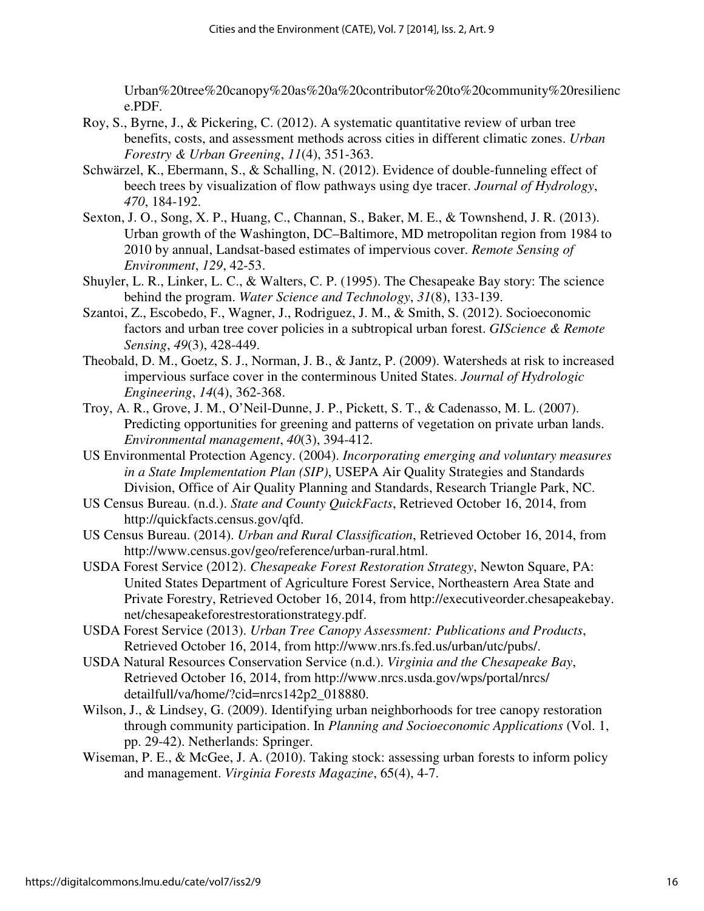Urban%20tree%20canopy%20as%20a%20contributor%20to%20community%20resilience.PDF.

Roy, S., Byrne, J., & Pickering, C. (2012). A systematic quantitative review of urban tree benefits, costs, and assessment methods across cities in different climatic zones. *Urban Forestry & Urban Greening*, *11*(4), 351-363.

Schwärzel, K., Ebermann, S., & Schalling, N. (2012). Evidence of double-funneling effect of beech trees by visualization of flow pathways using dye tracer. *Journal of Hydrology*, *470*, 184-192.

Sexton, J. O., Song, X. P., Huang, C., Channan, S., Baker, M. E., & Townshend, J. R. (2013). Urban growth of the Washington, DC–Baltimore, MD metropolitan region from 1984 to 2010 by annual, Landsat-based estimates of impervious cover. *Remote Sensing of Environment*, *129*, 42-53.

Shuyler, L. R., Linker, L. C., & Walters, C. P. (1995). The Chesapeake Bay story: The science behind the program. *Water Science and Technology*, *31*(8), 133-139.

Szantoi, Z., Escobedo, F., Wagner, J., Rodriguez, J. M., & Smith, S. (2012). Socioeconomic factors and urban tree cover policies in a subtropical urban forest. *GIScience & Remote Sensing*, *49*(3), 428-449.

Theobald, D. M., Goetz, S. J., Norman, J. B., & Jantz, P. (2009). Watersheds at risk to increased impervious surface cover in the conterminous United States. *Journal of Hydrologic Engineering*, *14*(4), 362-368.

Troy, A. R., Grove, J. M., O'Neil-Dunne, J. P., Pickett, S. T., & Cadenasso, M. L. (2007). Predicting opportunities for greening and patterns of vegetation on private urban lands. *Environmental management*, *40*(3), 394-412.

US Environmental Protection Agency. (2004). *Incorporating emerging and voluntary measures in a State Implementation Plan (SIP)*, USEPA Air Quality Strategies and Standards Division, Office of Air Quality Planning and Standards, Research Triangle Park, NC.

US Census Bureau. (n.d.). *State and County QuickFacts*, Retrieved October 16, 2014, from http://quickfacts.census.gov/qfd.

US Census Bureau. (2014). *Urban and Rural Classification*, Retrieved October 16, 2014, from http://www.census.gov/geo/reference/urban-rural.html.

USDA Forest Service (2012). *Chesapeake Forest Restoration Strategy*, Newton Square, PA: United States Department of Agriculture Forest Service, Northeastern Area State and Private Forestry, Retrieved October 16, 2014, from http://executiveorder.chesapeakebay.net/chesapeakeforestrestorationstrategy.pdf.

USDA Forest Service (2013). *Urban Tree Canopy Assessment: Publications and Products*, Retrieved October 16, 2014, from http://www.nrs.fs.fed.us/urban/utc/pubs/.

USDA Natural Resources Conservation Service (n.d.). *Virginia and the Chesapeake Bay*, Retrieved October 16, 2014, from http://www.nrcs.usda.gov/wps/portal/nrcs/detailfull/va/home/?cid=nrcs142p2_018880.

Wilson, J., & Lindsey, G. (2009). Identifying urban neighborhoods for tree canopy restoration through community participation. In *Planning and Socioeconomic Applications* (Vol. 1, pp. 29-42). Netherlands: Springer.

Wiseman, P. E., & McGee, J. A. (2010). Taking stock: assessing urban forests to inform policy and management. *Virginia Forests Magazine*, 65(4), 4-7.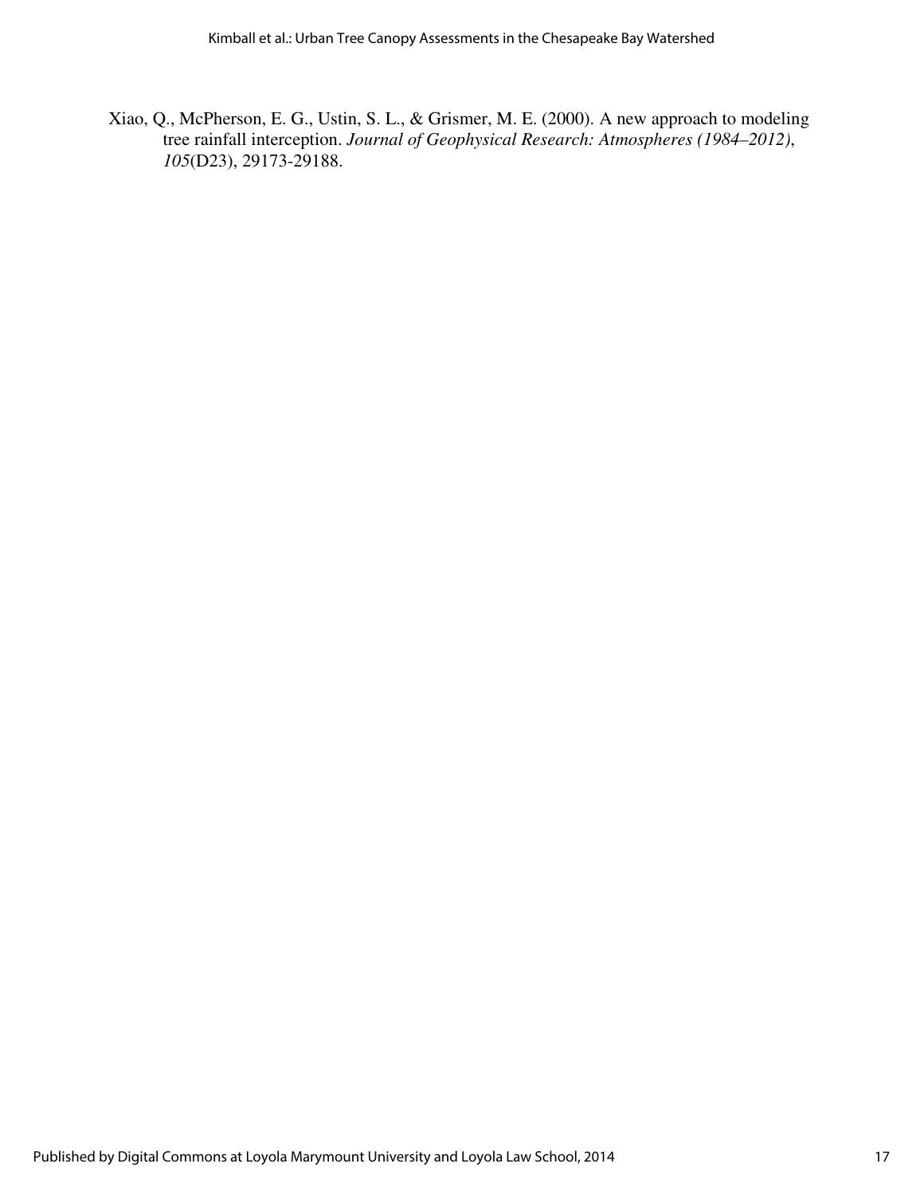Xiao, Q., McPherson, E. G., Ustin, S. L., & Grismer, M. E. (2000). A new approach to modeling tree rainfall interception. *Journal of Geophysical Research: Atmospheres (1984–2012)*, *105*(D23), 29173-29188.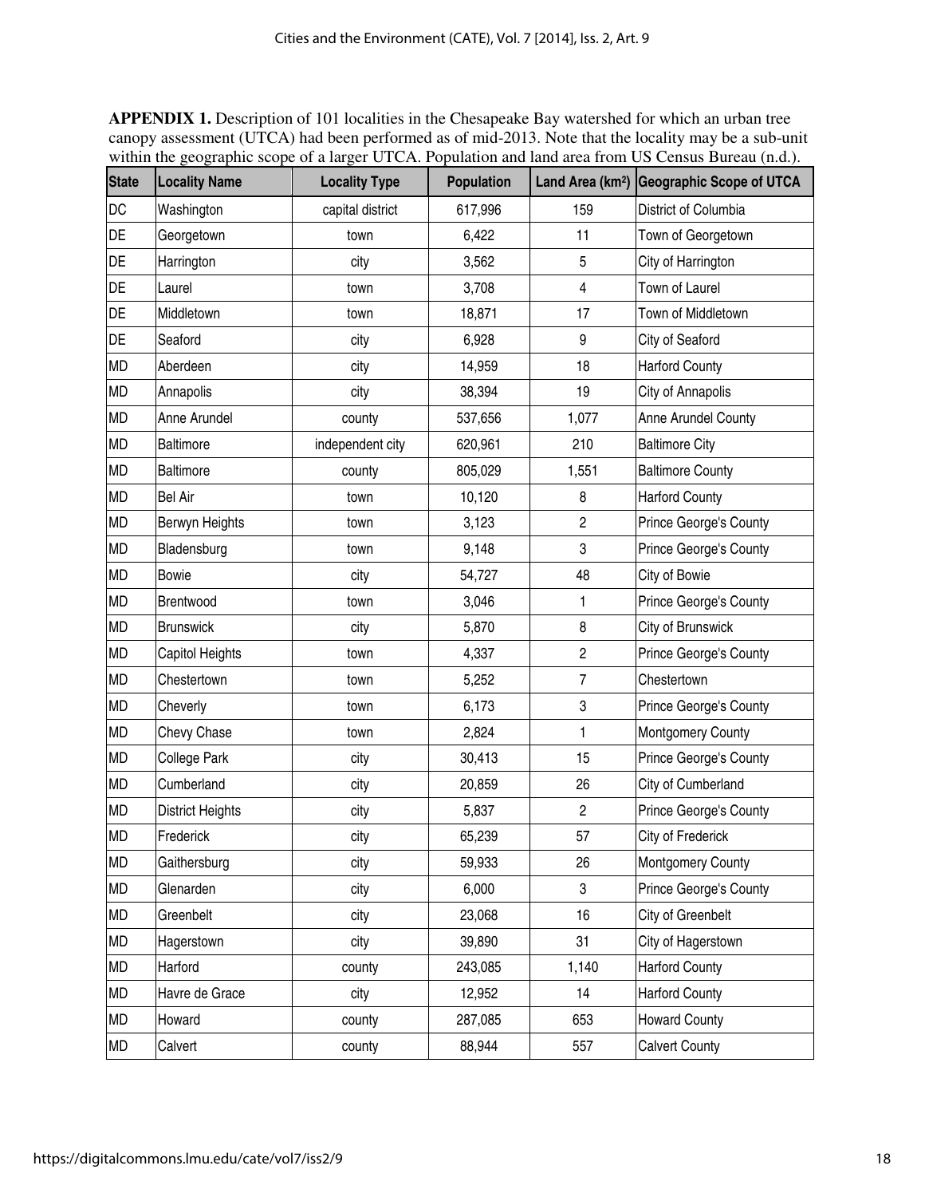**APPENDIX 1.** Description of 101 localities in the Chesapeake Bay watershed for which an urban tree canopy assessment (UTCA) had been performed as of mid-2013. Note that the locality may be a sub-unit within the geographic scope of a larger UTCA. Population and land area from US Census Bureau (n.d.).

| State | Locality Name | Locality Type | Population | Land Area (km²) | Geographic Scope of UTCA |
|---|---|---|---|---|---|
| DC | Washington | capital district | 617,996 | 159 | District of Columbia |
| DE | Georgetown | town | 6,422 | 11 | Town of Georgetown |
| DE | Harrington | city | 3,562 | 5 | City of Harrington |
| DE | Laurel | town | 3,708 | 4 | Town of Laurel |
| DE | Middletown | town | 18,871 | 17 | Town of Middletown |
| DE | Seaford | city | 6,928 | 9 | City of Seaford |
| MD | Aberdeen | city | 14,959 | 18 | Harford County |
| MD | Annapolis | city | 38,394 | 19 | City of Annapolis |
| MD | Anne Arundel | county | 537,656 | 1,077 | Anne Arundel County |
| MD | Baltimore | independent city | 620,961 | 210 | Baltimore City |
| MD | Baltimore | county | 805,029 | 1,551 | Baltimore County |
| MD | Bel Air | town | 10,120 | 8 | Harford County |
| MD | Berwyn Heights | town | 3,123 | 2 | Prince George's County |
| MD | Bladensburg | town | 9,148 | 3 | Prince George's County |
| MD | Bowie | city | 54,727 | 48 | City of Bowie |
| MD | Brentwood | town | 3,046 | 1 | Prince George's County |
| MD | Brunswick | city | 5,870 | 8 | City of Brunswick |
| MD | Capitol Heights | town | 4,337 | 2 | Prince George's County |
| MD | Chestertown | town | 5,252 | 7 | Chestertown |
| MD | Cheverly | town | 6,173 | 3 | Prince George's County |
| MD | Chevy Chase | town | 2,824 | 1 | Montgomery County |
| MD | College Park | city | 30,413 | 15 | Prince George's County |
| MD | Cumberland | city | 20,859 | 26 | City of Cumberland |
| MD | District Heights | city | 5,837 | 2 | Prince George's County |
| MD | Frederick | city | 65,239 | 57 | City of Frederick |
| MD | Gaithersburg | city | 59,933 | 26 | Montgomery County |
| MD | Glenarden | city | 6,000 | 3 | Prince George's County |
| MD | Greenbelt | city | 23,068 | 16 | City of Greenbelt |
| MD | Hagerstown | city | 39,890 | 31 | City of Hagerstown |
| MD | Harford | county | 243,085 | 1,140 | Harford County |
| MD | Havre de Grace | city | 12,952 | 14 | Harford County |
| MD | Howard | county | 287,085 | 653 | Howard County |
| MD | Calvert | county | 88,944 | 557 | Calvert County |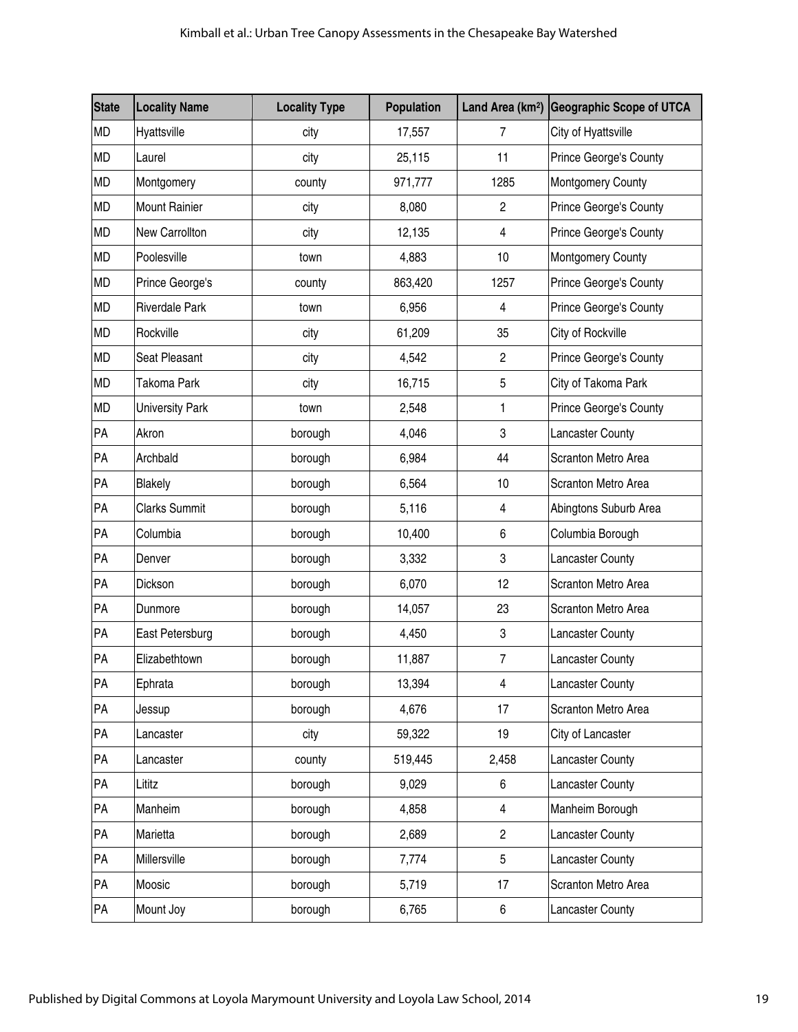| State | Locality Name | Locality Type | Population | Land Area (km²) | Geographic Scope of UTCA |
|---|---|---|---|---|---|
| MD | Hyattsville | city | 17,557 | 7 | City of Hyattsville |
| MD | Laurel | city | 25,115 | 11 | Prince George's County |
| MD | Montgomery | county | 971,777 | 1285 | Montgomery County |
| MD | Mount Rainier | city | 8,080 | 2 | Prince George's County |
| MD | New Carrollton | city | 12,135 | 4 | Prince George's County |
| MD | Poolesville | town | 4,883 | 10 | Montgomery County |
| MD | Prince George's | county | 863,420 | 1257 | Prince George's County |
| MD | Riverdale Park | town | 6,956 | 4 | Prince George's County |
| MD | Rockville | city | 61,209 | 35 | City of Rockville |
| MD | Seat Pleasant | city | 4,542 | 2 | Prince George's County |
| MD | Takoma Park | city | 16,715 | 5 | City of Takoma Park |
| MD | University Park | town | 2,548 | 1 | Prince George's County |
| PA | Akron | borough | 4,046 | 3 | Lancaster County |
| PA | Archbald | borough | 6,984 | 44 | Scranton Metro Area |
| PA | Blakely | borough | 6,564 | 10 | Scranton Metro Area |
| PA | Clarks Summit | borough | 5,116 | 4 | Abingtons Suburb Area |
| PA | Columbia | borough | 10,400 | 6 | Columbia Borough |
| PA | Denver | borough | 3,332 | 3 | Lancaster County |
| PA | Dickson | borough | 6,070 | 12 | Scranton Metro Area |
| PA | Dunmore | borough | 14,057 | 23 | Scranton Metro Area |
| PA | East Petersburg | borough | 4,450 | 3 | Lancaster County |
| PA | Elizabethtown | borough | 11,887 | 7 | Lancaster County |
| PA | Ephrata | borough | 13,394 | 4 | Lancaster County |
| PA | Jessup | borough | 4,676 | 17 | Scranton Metro Area |
| PA | Lancaster | city | 59,322 | 19 | City of Lancaster |
| PA | Lancaster | county | 519,445 | 2,458 | Lancaster County |
| PA | Lititz | borough | 9,029 | 6 | Lancaster County |
| PA | Manheim | borough | 4,858 | 4 | Manheim Borough |
| PA | Marietta | borough | 2,689 | 2 | Lancaster County |
| PA | Millersville | borough | 7,774 | 5 | Lancaster County |
| PA | Moosic | borough | 5,719 | 17 | Scranton Metro Area |
| PA | Mount Joy | borough | 6,765 | 6 | Lancaster County |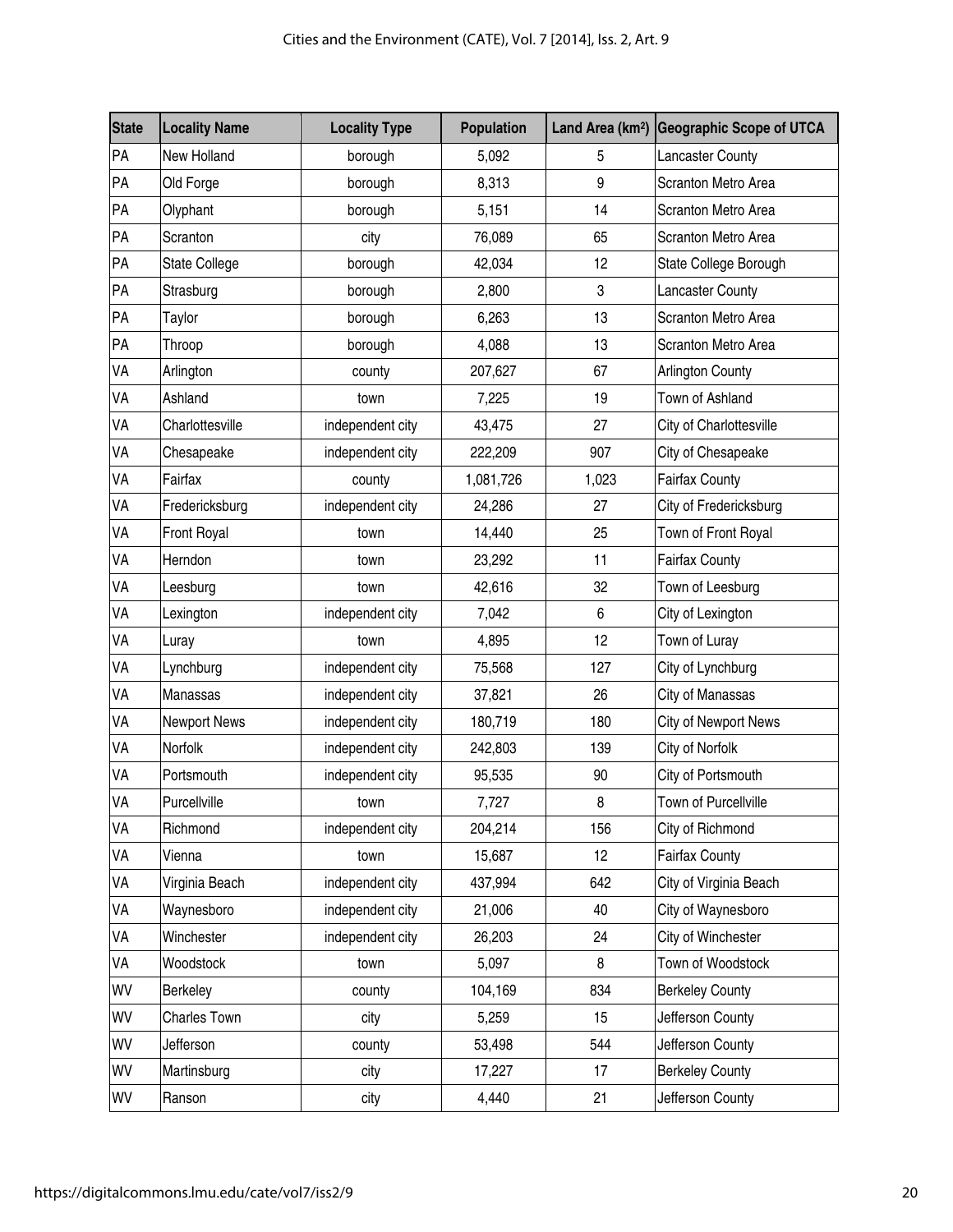| State | Locality Name | Locality Type | Population | Land Area (km$^2$) | Geographic Scope of UTCA |
|---|---|---|---|---|---|
| PA | New Holland | borough | 5,092 | 5 | Lancaster County |
| PA | Old Forge | borough | 8,313 | 9 | Scranton Metro Area |
| PA | Olyphant | borough | 5,151 | 14 | Scranton Metro Area |
| PA | Scranton | city | 76,089 | 65 | Scranton Metro Area |
| PA | State College | borough | 42,034 | 12 | State College Borough |
| PA | Strasburg | borough | 2,800 | 3 | Lancaster County |
| PA | Taylor | borough | 6,263 | 13 | Scranton Metro Area |
| PA | Throop | borough | 4,088 | 13 | Scranton Metro Area |
| VA | Arlington | county | 207,627 | 67 | Arlington County |
| VA | Ashland | town | 7,225 | 19 | Town of Ashland |
| VA | Charlottesville | independent city | 43,475 | 27 | City of Charlottesville |
| VA | Chesapeake | independent city | 222,209 | 907 | City of Chesapeake |
| VA | Fairfax | county | 1,081,726 | 1,023 | Fairfax County |
| VA | Fredericksburg | independent city | 24,286 | 27 | City of Fredericksburg |
| VA | Front Royal | town | 14,440 | 25 | Town of Front Royal |
| VA | Herndon | town | 23,292 | 11 | Fairfax County |
| VA | Leesburg | town | 42,616 | 32 | Town of Leesburg |
| VA | Lexington | independent city | 7,042 | 6 | City of Lexington |
| VA | Luray | town | 4,895 | 12 | Town of Luray |
| VA | Lynchburg | independent city | 75,568 | 127 | City of Lynchburg |
| VA | Manassas | independent city | 37,821 | 26 | City of Manassas |
| VA | Newport News | independent city | 180,719 | 180 | City of Newport News |
| VA | Norfolk | independent city | 242,803 | 139 | City of Norfolk |
| VA | Portsmouth | independent city | 95,535 | 90 | City of Portsmouth |
| VA | Purcellville | town | 7,727 | 8 | Town of Purcellville |
| VA | Richmond | independent city | 204,214 | 156 | City of Richmond |
| VA | Vienna | town | 15,687 | 12 | Fairfax County |
| VA | Virginia Beach | independent city | 437,994 | 642 | City of Virginia Beach |
| VA | Waynesboro | independent city | 21,006 | 40 | City of Waynesboro |
| VA | Winchester | independent city | 26,203 | 24 | City of Winchester |
| VA | Woodstock | town | 5,097 | 8 | Town of Woodstock |
| WV | Berkeley | county | 104,169 | 834 | Berkeley County |
| WV | Charles Town | city | 5,259 | 15 | Jefferson County |
| WV | Jefferson | county | 53,498 | 544 | Jefferson County |
| WV | Martinsburg | city | 17,227 | 17 | Berkeley County |
| WV | Ranson | city | 4,440 | 21 | Jefferson County |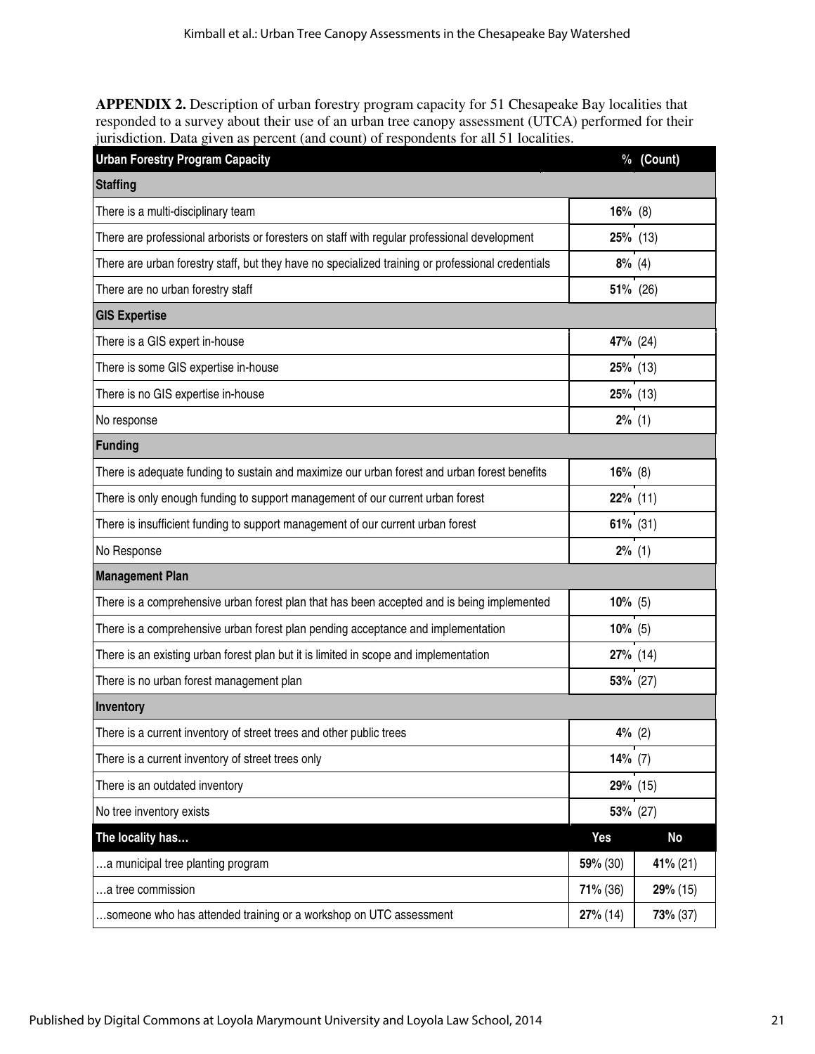**APPENDIX 2.** Description of urban forestry program capacity for 51 Chesapeake Bay localities that responded to a survey about their use of an urban tree canopy assessment (UTCA) performed for their jurisdiction. Data given as percent (and count) of respondents for all 51 localities.

| Urban Forestry Program Capacity | % (Count) | |
|---|---|---|
| **Staffing** | | |
| There is a multi-disciplinary team | **16%** (8) | |
| There are professional arborists or foresters on staff with regular professional development | **25%** (13) | |
| There are urban forestry staff, but they have no specialized training or professional credentials | **8%** (4) | |
| There are no urban forestry staff | **51%** (26) | |
| **GIS Expertise** | | |
| There is a GIS expert in-house | **47%** (24) | |
| There is some GIS expertise in-house | **25%** (13) | |
| There is no GIS expertise in-house | **25%** (13) | |
| No response | **2%** (1) | |
| **Funding** | | |
| There is adequate funding to sustain and maximize our urban forest and urban forest benefits | **16%** (8) | |
| There is only enough funding to support management of our current urban forest | **22%** (11) | |
| There is insufficient funding to support management of our current urban forest | **61%** (31) | |
| No Response | **2%** (1) | |
| **Management Plan** | | |
| There is a comprehensive urban forest plan that has been accepted and is being implemented | **10%** (5) | |
| There is a comprehensive urban forest plan pending acceptance and implementation | **10%** (5) | |
| There is an existing urban forest plan but it is limited in scope and implementation | **27%** (14) | |
| There is no urban forest management plan | **53%** (27) | |
| **Inventory** | | |
| There is a current inventory of street trees and other public trees | **4%** (2) | |
| There is a current inventory of street trees only | **14%** (7) | |
| There is an outdated inventory | **29%** (15) | |
| No tree inventory exists | **53%** (27) | |
| **The locality has…** | **Yes** | **No** |
| …a municipal tree planting program | **59%** (30) | **41%** (21) |
| …a tree commission | **71%** (36) | **29%** (15) |
| …someone who has attended training or a workshop on UTC assessment | **27%** (14) | **73%** (37) |